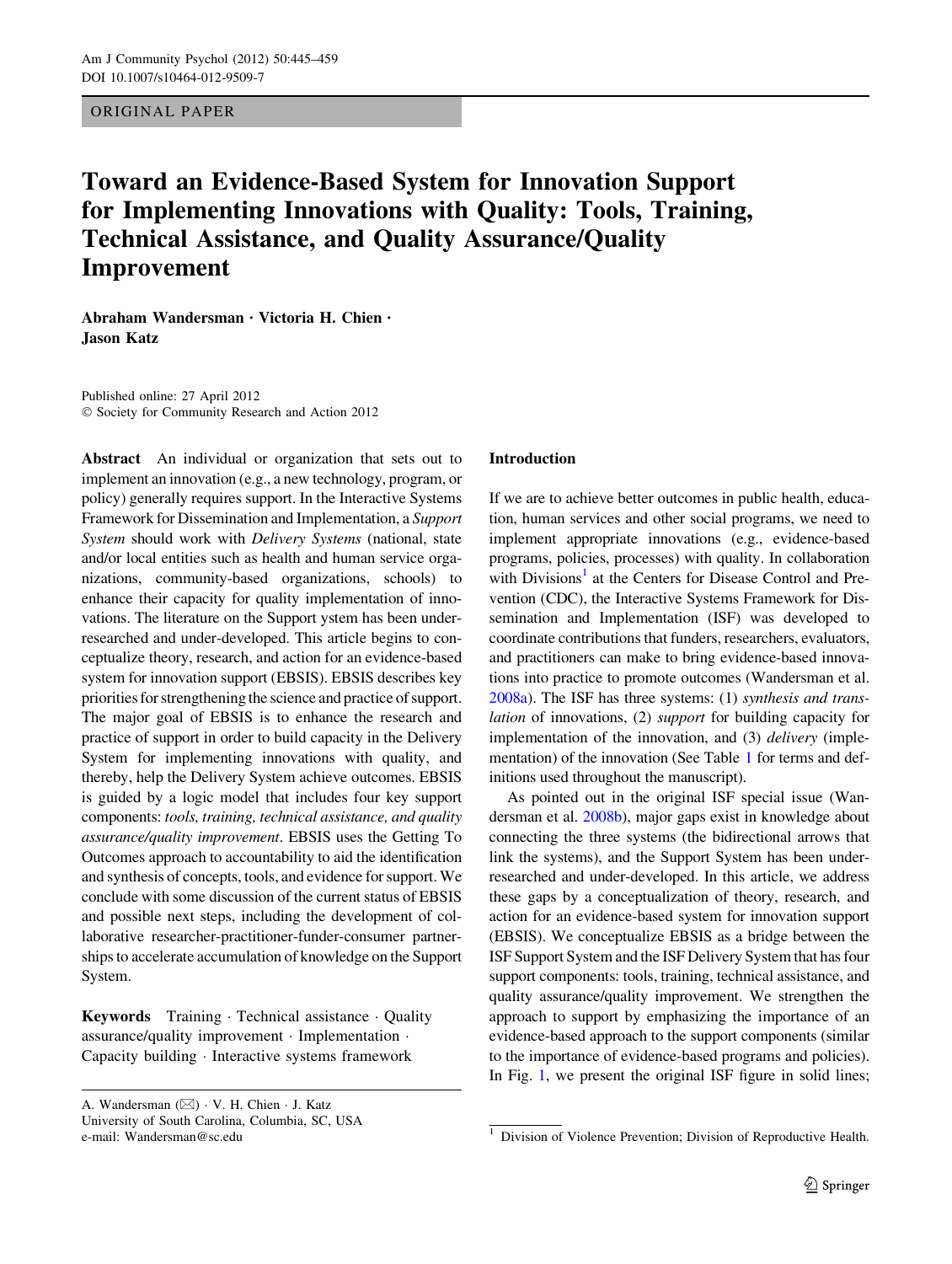ORIGINAL PAPER

# Toward an Evidence-Based System for Innovation Support for Implementing Innovations with Quality: Tools, Training, Technical Assistance, and Quality Assurance/Quality Improvement

**Abraham Wandersman · Victoria H. Chien · Jason Katz**

Published online: 27 April 2012
© Society for Community Research and Action 2012

**Abstract** An individual or organization that sets out to implement an innovation (e.g., a new technology, program, or policy) generally requires support. In the Interactive Systems Framework for Dissemination and Implementation, a *Support System* should work with *Delivery Systems* (national, state and/or local entities such as health and human service organizations, community-based organizations, schools) to enhance their capacity for quality implementation of innovations. The literature on the Support ystem has been under-researched and under-developed. This article begins to conceptualize theory, research, and action for an evidence-based system for innovation support (EBSIS). EBSIS describes key priorities for strengthening the science and practice of support. The major goal of EBSIS is to enhance the research and practice of support in order to build capacity in the Delivery System for implementing innovations with quality, and thereby, help the Delivery System achieve outcomes. EBSIS is guided by a logic model that includes four key support components: *tools, training, technical assistance, and quality assurance/quality improvement*. EBSIS uses the Getting To Outcomes approach to accountability to aid the identification and synthesis of concepts, tools, and evidence for support. We conclude with some discussion of the current status of EBSIS and possible next steps, including the development of collaborative researcher-practitioner-funder-consumer partnerships to accelerate accumulation of knowledge on the Support System.

**Keywords** Training · Technical assistance · Quality assurance/quality improvement · Implementation · Capacity building · Interactive systems framework

A. Wandersman (✉) · V. H. Chien · J. Katz
University of South Carolina, Columbia, SC, USA
e-mail: Wandersman@sc.edu

## Introduction

If we are to achieve better outcomes in public health, education, human services and other social programs, we need to implement appropriate innovations (e.g., evidence-based programs, policies, processes) with quality. In collaboration with Divisions[1] at the Centers for Disease Control and Prevention (CDC), the Interactive Systems Framework for Dissemination and Implementation (ISF) was developed to coordinate contributions that funders, researchers, evaluators, and practitioners can make to bring evidence-based innovations into practice to promote outcomes (Wandersman et al. 2008a). The ISF has three systems: (1) *synthesis and translation* of innovations, (2) *support* for building capacity for implementation of the innovation, and (3) *delivery* (implementation) of the innovation (See Table 1 for terms and definitions used throughout the manuscript).

As pointed out in the original ISF special issue (Wandersman et al. 2008b), major gaps exist in knowledge about connecting the three systems (the bidirectional arrows that link the systems), and the Support System has been under-researched and under-developed. In this article, we address these gaps by a conceptualization of theory, research, and action for an evidence-based system for innovation support (EBSIS). We conceptualize EBSIS as a bridge between the ISF Support System and the ISF Delivery System that has four support components: tools, training, technical assistance, and quality assurance/quality improvement. We strengthen the approach to support by emphasizing the importance of an evidence-based approach to the support components (similar to the importance of evidence-based programs and policies). In Fig. 1, we present the original ISF figure in solid lines;

[1] Division of Violence Prevention; Division of Reproductive Health.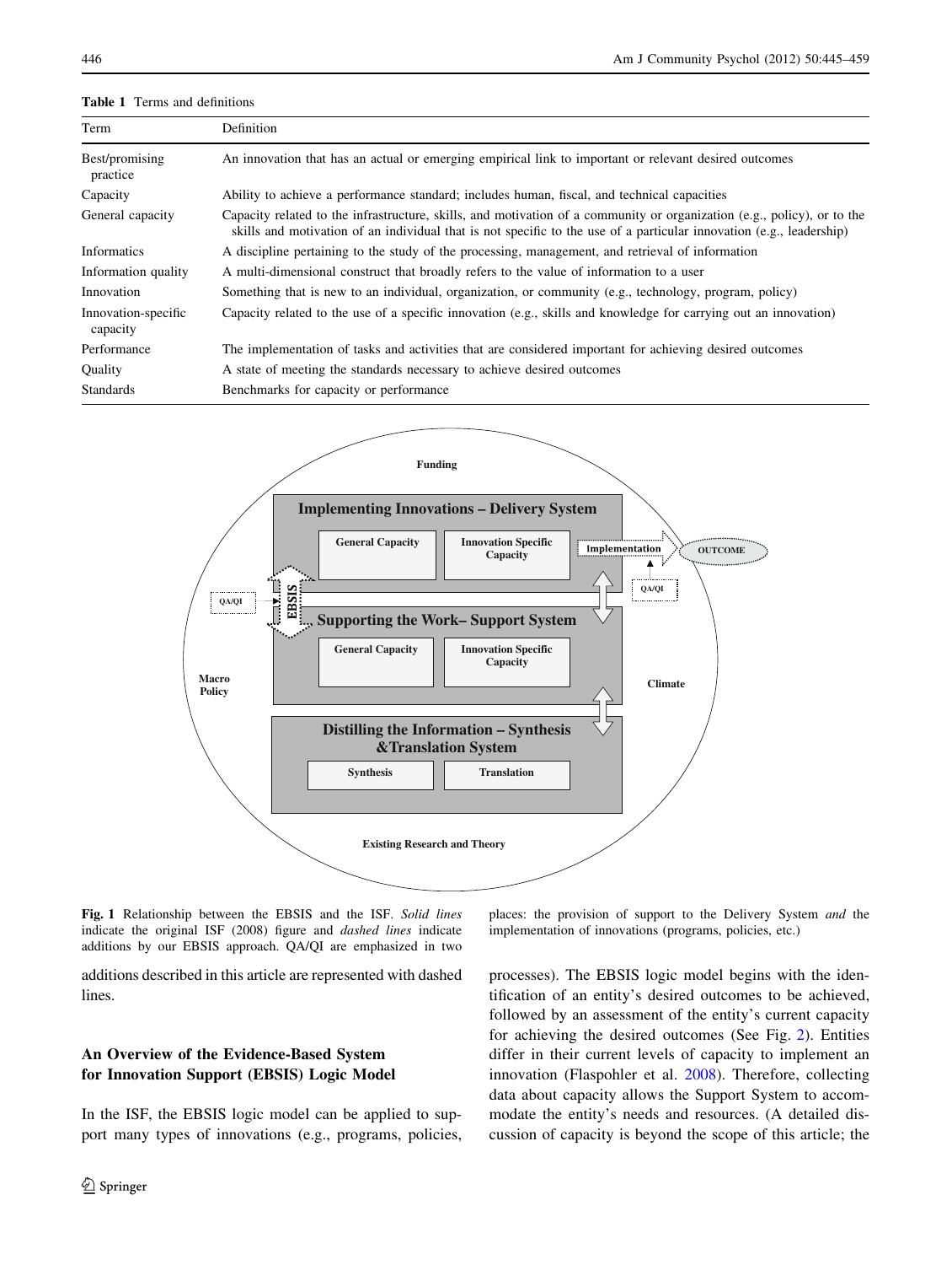**Table 1** Terms and definitions

| Term | Definition |
|---|---|
| Best/promising practice | An innovation that has an actual or emerging empirical link to important or relevant desired outcomes |
| Capacity | Ability to achieve a performance standard; includes human, fiscal, and technical capacities |
| General capacity | Capacity related to the infrastructure, skills, and motivation of a community or organization (e.g., policy), or to the skills and motivation of an individual that is not specific to the use of a particular innovation (e.g., leadership) |
| Informatics | A discipline pertaining to the study of the processing, management, and retrieval of information |
| Information quality | A multi-dimensional construct that broadly refers to the value of information to a user |
| Innovation | Something that is new to an individual, organization, or community (e.g., technology, program, policy) |
| Innovation-specific capacity | Capacity related to the use of a specific innovation (e.g., skills and knowledge for carrying out an innovation) |
| Performance | The implementation of tasks and activities that are considered important for achieving desired outcomes |
| Quality | A state of meeting the standards necessary to achieve desired outcomes |
| Standards | Benchmarks for capacity or performance |

Funding

Implementing Innovations – Delivery System

General Capacity | Innovation Specific Capacity

Implementation → OUTCOME

QA/QI

QA/QI → EBSIS

Supporting the Work– Support System

General Capacity | Innovation Specific Capacity

Macro Policy

Climate

Distilling the Information – Synthesis &Translation System

Synthesis | Translation

Existing Research and Theory

**Fig. 1** Relationship between the EBSIS and the ISF. *Solid lines* indicate the original ISF (2008) figure and *dashed lines* indicate additions by our EBSIS approach. QA/QI are emphasized in two places: the provision of support to the Delivery System *and* the implementation of innovations (programs, policies, etc.)

additions described in this article are represented with dashed lines.

## An Overview of the Evidence-Based System for Innovation Support (EBSIS) Logic Model

In the ISF, the EBSIS logic model can be applied to support many types of innovations (e.g., programs, policies, processes). The EBSIS logic model begins with the identification of an entity's desired outcomes to be achieved, followed by an assessment of the entity's current capacity for achieving the desired outcomes (See Fig. 2). Entities differ in their current levels of capacity to implement an innovation (Flaspohler et al. 2008). Therefore, collecting data about capacity allows the Support System to accommodate the entity's needs and resources. (A detailed discussion of capacity is beyond the scope of this article; the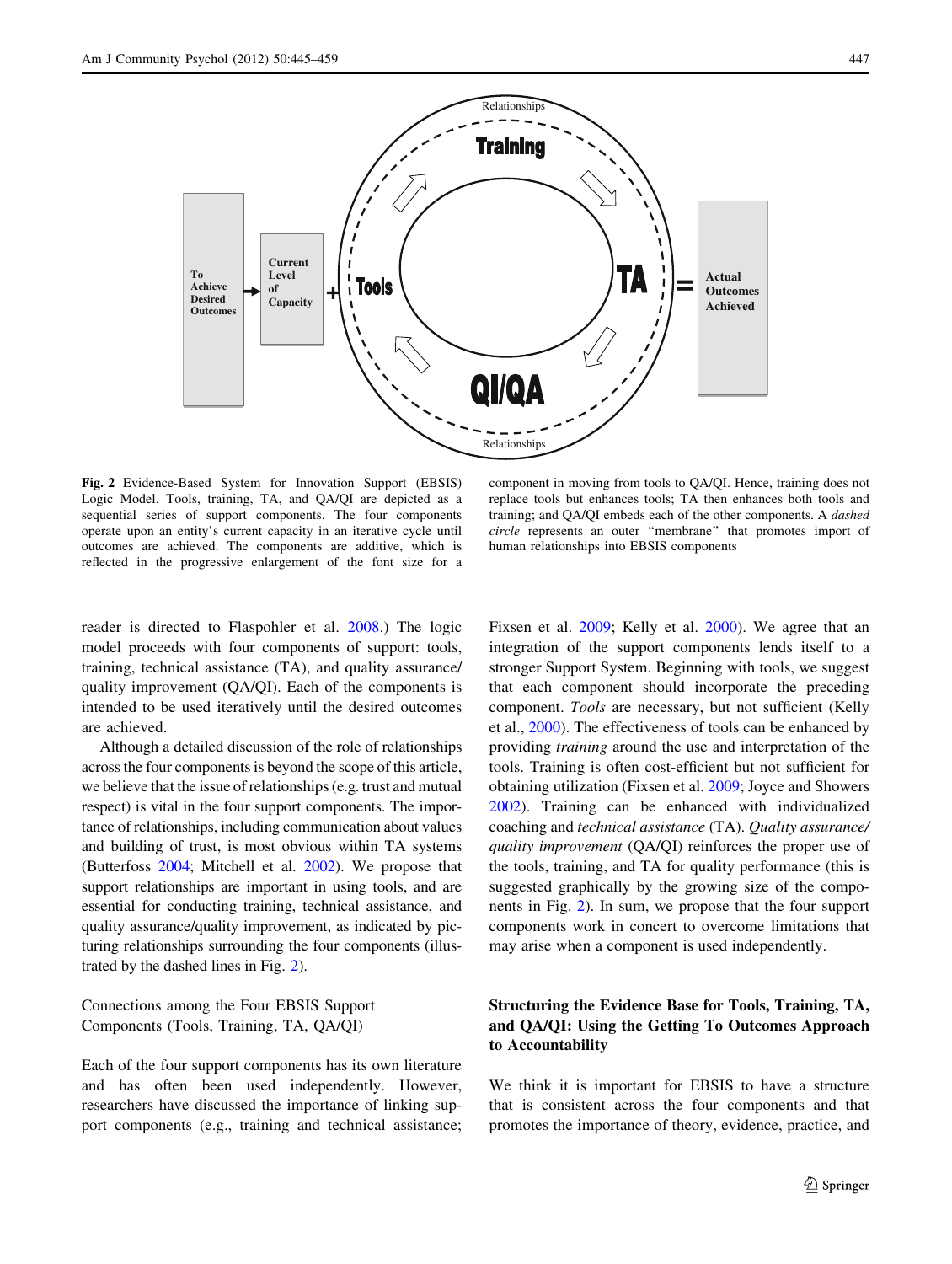Fig. 2 Evidence-Based System for Innovation Support (EBSIS) Logic Model. Tools, training, TA, and QA/QI are depicted as a sequential series of support components. The four components operate upon an entity's current capacity in an iterative cycle until outcomes are achieved. The components are additive, which is reflected in the progressive enlargement of the font size for a component in moving from tools to QA/QI. Hence, training does not replace tools but enhances tools; TA then enhances both tools and training; and QA/QI embeds each of the other components. A *dashed circle* represents an outer "membrane" that promotes import of human relationships into EBSIS components

reader is directed to Flaspohler et al. 2008.) The logic model proceeds with four components of support: tools, training, technical assistance (TA), and quality assurance/quality improvement (QA/QI). Each of the components is intended to be used iteratively until the desired outcomes are achieved.

Although a detailed discussion of the role of relationships across the four components is beyond the scope of this article, we believe that the issue of relationships (e.g. trust and mutual respect) is vital in the four support components. The importance of relationships, including communication about values and building of trust, is most obvious within TA systems (Butterfoss 2004; Mitchell et al. 2002). We propose that support relationships are important in using tools, and are essential for conducting training, technical assistance, and quality assurance/quality improvement, as indicated by picturing relationships surrounding the four components (illustrated by the dashed lines in Fig. 2).

## Connections among the Four EBSIS Support Components (Tools, Training, TA, QA/QI)

Each of the four support components has its own literature and has often been used independently. However, researchers have discussed the importance of linking support components (e.g., training and technical assistance; Fixsen et al. 2009; Kelly et al. 2000). We agree that an integration of the support components lends itself to a stronger Support System. Beginning with tools, we suggest that each component should incorporate the preceding component. *Tools* are necessary, but not sufficient (Kelly et al., 2000). The effectiveness of tools can be enhanced by providing *training* around the use and interpretation of the tools. Training is often cost-efficient but not sufficient for obtaining utilization (Fixsen et al. 2009; Joyce and Showers 2002). Training can be enhanced with individualized coaching and *technical assistance* (TA). *Quality assurance/quality improvement* (QA/QI) reinforces the proper use of the tools, training, and TA for quality performance (this is suggested graphically by the growing size of the components in Fig. 2). In sum, we propose that the four support components work in concert to overcome limitations that may arise when a component is used independently.

## Structuring the Evidence Base for Tools, Training, TA, and QA/QI: Using the Getting To Outcomes Approach to Accountability

We think it is important for EBSIS to have a structure that is consistent across the four components and that promotes the importance of theory, evidence, practice, and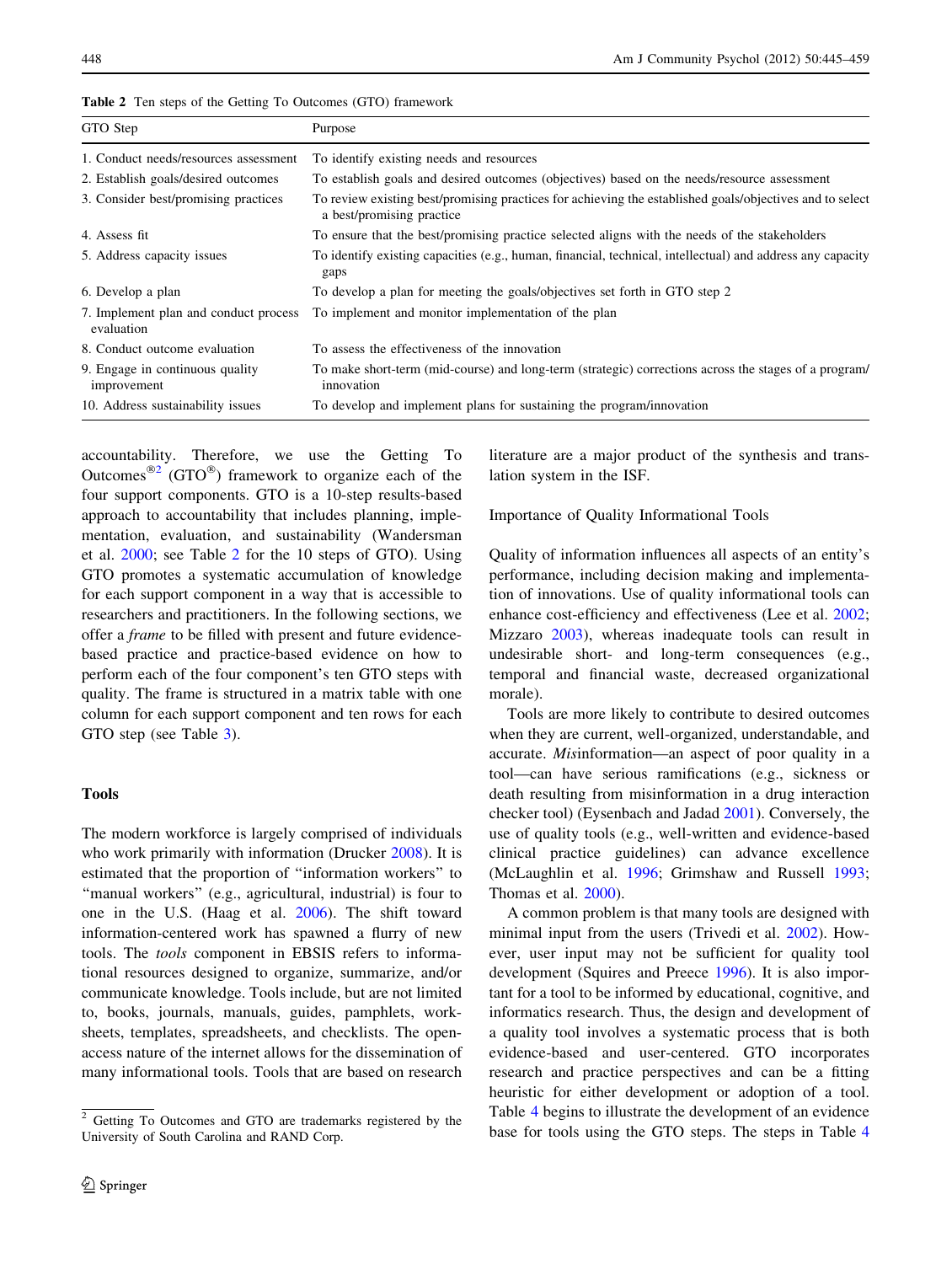**Table 2** Ten steps of the Getting To Outcomes (GTO) framework

| GTO Step | Purpose |
|---|---|
| 1. Conduct needs/resources assessment | To identify existing needs and resources |
| 2. Establish goals/desired outcomes | To establish goals and desired outcomes (objectives) based on the needs/resource assessment |
| 3. Consider best/promising practices | To review existing best/promising practices for achieving the established goals/objectives and to select a best/promising practice |
| 4. Assess fit | To ensure that the best/promising practice selected aligns with the needs of the stakeholders |
| 5. Address capacity issues | To identify existing capacities (e.g., human, financial, technical, intellectual) and address any capacity gaps |
| 6. Develop a plan | To develop a plan for meeting the goals/objectives set forth in GTO step 2 |
| 7. Implement plan and conduct process evaluation | To implement and monitor implementation of the plan |
| 8. Conduct outcome evaluation | To assess the effectiveness of the innovation |
| 9. Engage in continuous quality improvement | To make short-term (mid-course) and long-term (strategic) corrections across the stages of a program/innovation |
| 10. Address sustainability issues | To develop and implement plans for sustaining the program/innovation |

accountability. Therefore, we use the Getting To Outcomes®[2] (GTO®) framework to organize each of the four support components. GTO is a 10-step results-based approach to accountability that includes planning, implementation, evaluation, and sustainability (Wandersman et al. 2000; see Table 2 for the 10 steps of GTO). Using GTO promotes a systematic accumulation of knowledge for each support component in a way that is accessible to researchers and practitioners. In the following sections, we offer a *frame* to be filled with present and future evidence-based practice and practice-based evidence on how to perform each of the four component's ten GTO steps with quality. The frame is structured in a matrix table with one column for each support component and ten rows for each GTO step (see Table 3).

## Tools

The modern workforce is largely comprised of individuals who work primarily with information (Drucker 2008). It is estimated that the proportion of "information workers" to "manual workers" (e.g., agricultural, industrial) is four to one in the U.S. (Haag et al. 2006). The shift toward information-centered work has spawned a flurry of new tools. The *tools* component in EBSIS refers to informational resources designed to organize, summarize, and/or communicate knowledge. Tools include, but are not limited to, books, journals, manuals, guides, pamphlets, worksheets, templates, spreadsheets, and checklists. The open-access nature of the internet allows for the dissemination of many informational tools. Tools that are based on research literature are a major product of the synthesis and translation system in the ISF.

### Importance of Quality Informational Tools

Quality of information influences all aspects of an entity's performance, including decision making and implementation of innovations. Use of quality informational tools can enhance cost-efficiency and effectiveness (Lee et al. 2002; Mizzaro 2003), whereas inadequate tools can result in undesirable short- and long-term consequences (e.g., temporal and financial waste, decreased organizational morale).

Tools are more likely to contribute to desired outcomes when they are current, well-organized, understandable, and accurate. *Mis*information—an aspect of poor quality in a tool—can have serious ramifications (e.g., sickness or death resulting from misinformation in a drug interaction checker tool) (Eysenbach and Jadad 2001). Conversely, the use of quality tools (e.g., well-written and evidence-based clinical practice guidelines) can advance excellence (McLaughlin et al. 1996; Grimshaw and Russell 1993; Thomas et al. 2000).

A common problem is that many tools are designed with minimal input from the users (Trivedi et al. 2002). However, user input may not be sufficient for quality tool development (Squires and Preece 1996). It is also important for a tool to be informed by educational, cognitive, and informatics research. Thus, the design and development of a quality tool involves a systematic process that is both evidence-based and user-centered. GTO incorporates research and practice perspectives and can be a fitting heuristic for either development or adoption of a tool. Table 4 begins to illustrate the development of an evidence base for tools using the GTO steps. The steps in Table 4

[2] Getting To Outcomes and GTO are trademarks registered by the University of South Carolina and RAND Corp.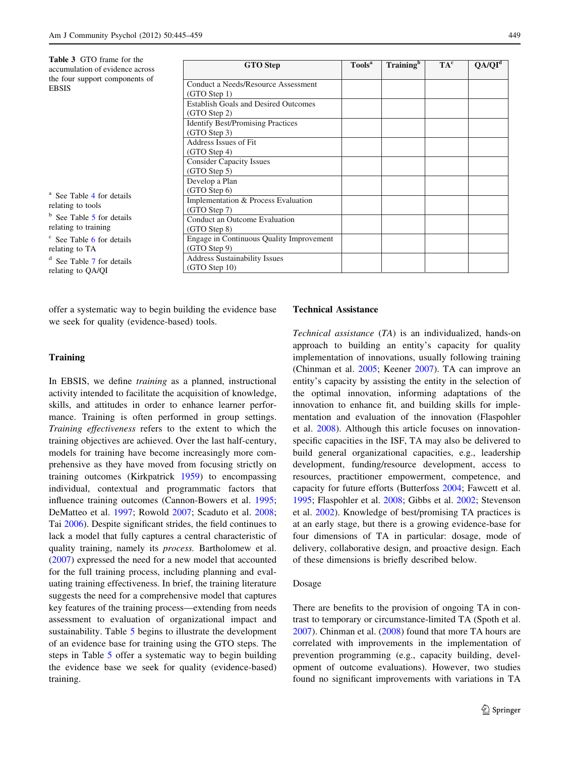**Table 3** GTO frame for the accumulation of evidence across the four support components of EBSIS

| GTO Step | Tools[a] | Training[b] | TA[c] | QA/QI[d] |
|---|---|---|---|---|
| Conduct a Needs/Resource Assessment (GTO Step 1) | | | | |
| Establish Goals and Desired Outcomes (GTO Step 2) | | | | |
| Identify Best/Promising Practices (GTO Step 3) | | | | |
| Address Issues of Fit (GTO Step 4) | | | | |
| Consider Capacity Issues (GTO Step 5) | | | | |
| Develop a Plan (GTO Step 6) | | | | |
| Implementation & Process Evaluation (GTO Step 7) | | | | |
| Conduct an Outcome Evaluation (GTO Step 8) | | | | |
| Engage in Continuous Quality Improvement (GTO Step 9) | | | | |
| Address Sustainability Issues (GTO Step 10) | | | | |

[a] See Table 4 for details relating to tools

[b] See Table 5 for details relating to training

[c] See Table 6 for details relating to TA

[d] See Table 7 for details relating to QA/QI

offer a systematic way to begin building the evidence base we seek for quality (evidence-based) tools.

### Training

In EBSIS, we define *training* as a planned, instructional activity intended to facilitate the acquisition of knowledge, skills, and attitudes in order to enhance learner performance. Training is often performed in group settings. *Training effectiveness* refers to the extent to which the training objectives are achieved. Over the last half-century, models for training have become increasingly more comprehensive as they have moved from focusing strictly on training outcomes (Kirkpatrick 1959) to encompassing individual, contextual and programmatic factors that influence training outcomes (Cannon-Bowers et al. 1995; DeMatteo et al. 1997; Rowold 2007; Scaduto et al. 2008; Tai 2006). Despite significant strides, the field continues to lack a model that fully captures a central characteristic of quality training, namely its *process.* Bartholomew et al. (2007) expressed the need for a new model that accounted for the full training process, including planning and evaluating training effectiveness. In brief, the training literature suggests the need for a comprehensive model that captures key features of the training process—extending from needs assessment to evaluation of organizational impact and sustainability. Table 5 begins to illustrate the development of an evidence base for training using the GTO steps. The steps in Table 5 offer a systematic way to begin building the evidence base we seek for quality (evidence-based) training.

### Technical Assistance

*Technical assistance* (*TA*) is an individualized, hands-on approach to building an entity's capacity for quality implementation of innovations, usually following training (Chinman et al. 2005; Keener 2007). TA can improve an entity's capacity by assisting the entity in the selection of the optimal innovation, informing adaptations of the innovation to enhance fit, and building skills for implementation and evaluation of the innovation (Flaspohler et al. 2008). Although this article focuses on innovation-specific capacities in the ISF, TA may also be delivered to build general organizational capacities, e.g., leadership development, funding/resource development, access to resources, practitioner empowerment, competence, and capacity for future efforts (Butterfoss 2004; Fawcett et al. 1995; Flaspohler et al. 2008; Gibbs et al. 2002; Stevenson et al. 2002). Knowledge of best/promising TA practices is at an early stage, but there is a growing evidence-base for four dimensions of TA in particular: dosage, mode of delivery, collaborative design, and proactive design. Each of these dimensions is briefly described below.

#### Dosage

There are benefits to the provision of ongoing TA in contrast to temporary or circumstance-limited TA (Spoth et al. 2007). Chinman et al. (2008) found that more TA hours are correlated with improvements in the implementation of prevention programming (e.g., capacity building, development of outcome evaluations). However, two studies found no significant improvements with variations in TA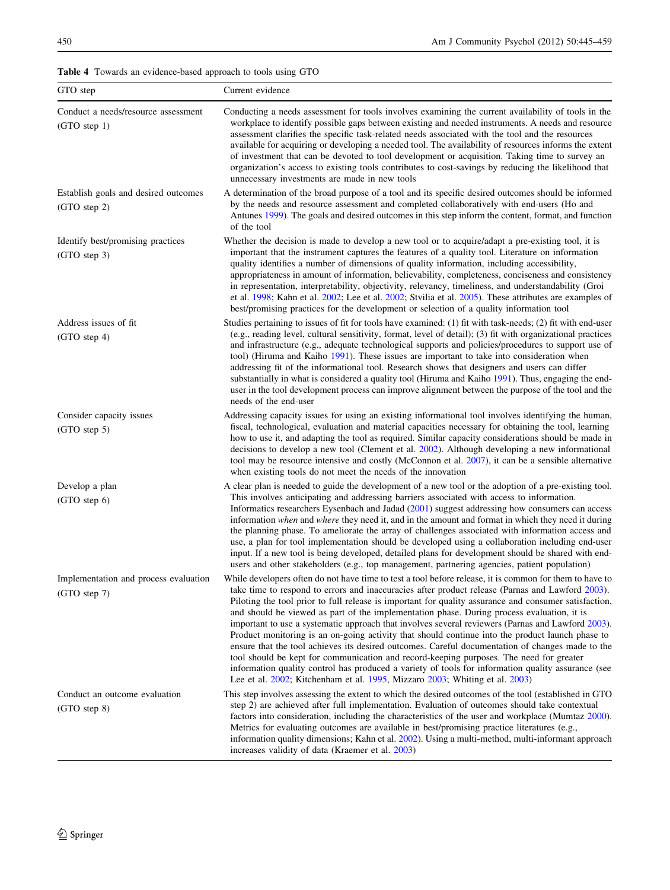**Table 4** Towards an evidence-based approach to tools using GTO

| GTO step | Current evidence |
|---|---|
| Conduct a needs/resource assessment (GTO step 1) | Conducting a needs assessment for tools involves examining the current availability of tools in the workplace to identify possible gaps between existing and needed instruments. A needs and resource assessment clarifies the specific task-related needs associated with the tool and the resources available for acquiring or developing a needed tool. The availability of resources informs the extent of investment that can be devoted to tool development or acquisition. Taking time to survey an organization's access to existing tools contributes to cost-savings by reducing the likelihood that unnecessary investments are made in new tools |
| Establish goals and desired outcomes (GTO step 2) | A determination of the broad purpose of a tool and its specific desired outcomes should be informed by the needs and resource assessment and completed collaboratively with end-users (Ho and Antunes 1999). The goals and desired outcomes in this step inform the content, format, and function of the tool |
| Identify best/promising practices (GTO step 3) | Whether the decision is made to develop a new tool or to acquire/adapt a pre-existing tool, it is important that the instrument captures the features of a quality tool. Literature on information quality identifies a number of dimensions of quality information, including accessibility, appropriateness in amount of information, believability, completeness, conciseness and consistency in representation, interpretability, objectivity, relevancy, timeliness, and understandability (Groi et al. 1998; Kahn et al. 2002; Lee et al. 2002; Stvilia et al. 2005). These attributes are examples of best/promising practices for the development or selection of a quality information tool |
| Address issues of fit (GTO step 4) | Studies pertaining to issues of fit for tools have examined: (1) fit with task-needs; (2) fit with end-user (e.g., reading level, cultural sensitivity, format, level of detail); (3) fit with organizational practices and infrastructure (e.g., adequate technological supports and policies/procedures to support use of tool) (Hiruma and Kaiho 1991). These issues are important to take into consideration when addressing fit of the informational tool. Research shows that designers and users can differ substantially in what is considered a quality tool (Hiruma and Kaiho 1991). Thus, engaging the end-user in the tool development process can improve alignment between the purpose of the tool and the needs of the end-user |
| Consider capacity issues (GTO step 5) | Addressing capacity issues for using an existing informational tool involves identifying the human, fiscal, technological, evaluation and material capacities necessary for obtaining the tool, learning how to use it, and adapting the tool as required. Similar capacity considerations should be made in decisions to develop a new tool (Clement et al. 2002). Although developing a new informational tool may be resource intensive and costly (McConnon et al. 2007), it can be a sensible alternative when existing tools do not meet the needs of the innovation |
| Develop a plan (GTO step 6) | A clear plan is needed to guide the development of a new tool or the adoption of a pre-existing tool. This involves anticipating and addressing barriers associated with access to information. Informatics researchers Eysenbach and Jadad (2001) suggest addressing how consumers can access information *when* and *where* they need it, and in the amount and format in which they need it during the planning phase. To ameliorate the array of challenges associated with information access and use, a plan for tool implementation should be developed using a collaboration including end-user input. If a new tool is being developed, detailed plans for development should be shared with end-users and other stakeholders (e.g., top management, partnering agencies, patient population) |
| Implementation and process evaluation (GTO step 7) | While developers often do not have time to test a tool before release, it is common for them to have to take time to respond to errors and inaccuracies after product release (Parnas and Lawford 2003). Piloting the tool prior to full release is important for quality assurance and consumer satisfaction, and should be viewed as part of the implementation phase. During process evaluation, it is important to use a systematic approach that involves several reviewers (Parnas and Lawford 2003). Product monitoring is an on-going activity that should continue into the product launch phase to ensure that the tool achieves its desired outcomes. Careful documentation of changes made to the tool should be kept for communication and record-keeping purposes. The need for greater information quality control has produced a variety of tools for information quality assurance (see Lee et al. 2002; Kitchenham et al. 1995, Mizzaro 2003; Whiting et al. 2003) |
| Conduct an outcome evaluation (GTO step 8) | This step involves assessing the extent to which the desired outcomes of the tool (established in GTO step 2) are achieved after full implementation. Evaluation of outcomes should take contextual factors into consideration, including the characteristics of the user and workplace (Mumtaz 2000). Metrics for evaluating outcomes are available in best/promising practice literatures (e.g., information quality dimensions; Kahn et al. 2002). Using a multi-method, multi-informant approach increases validity of data (Kraemer et al. 2003) |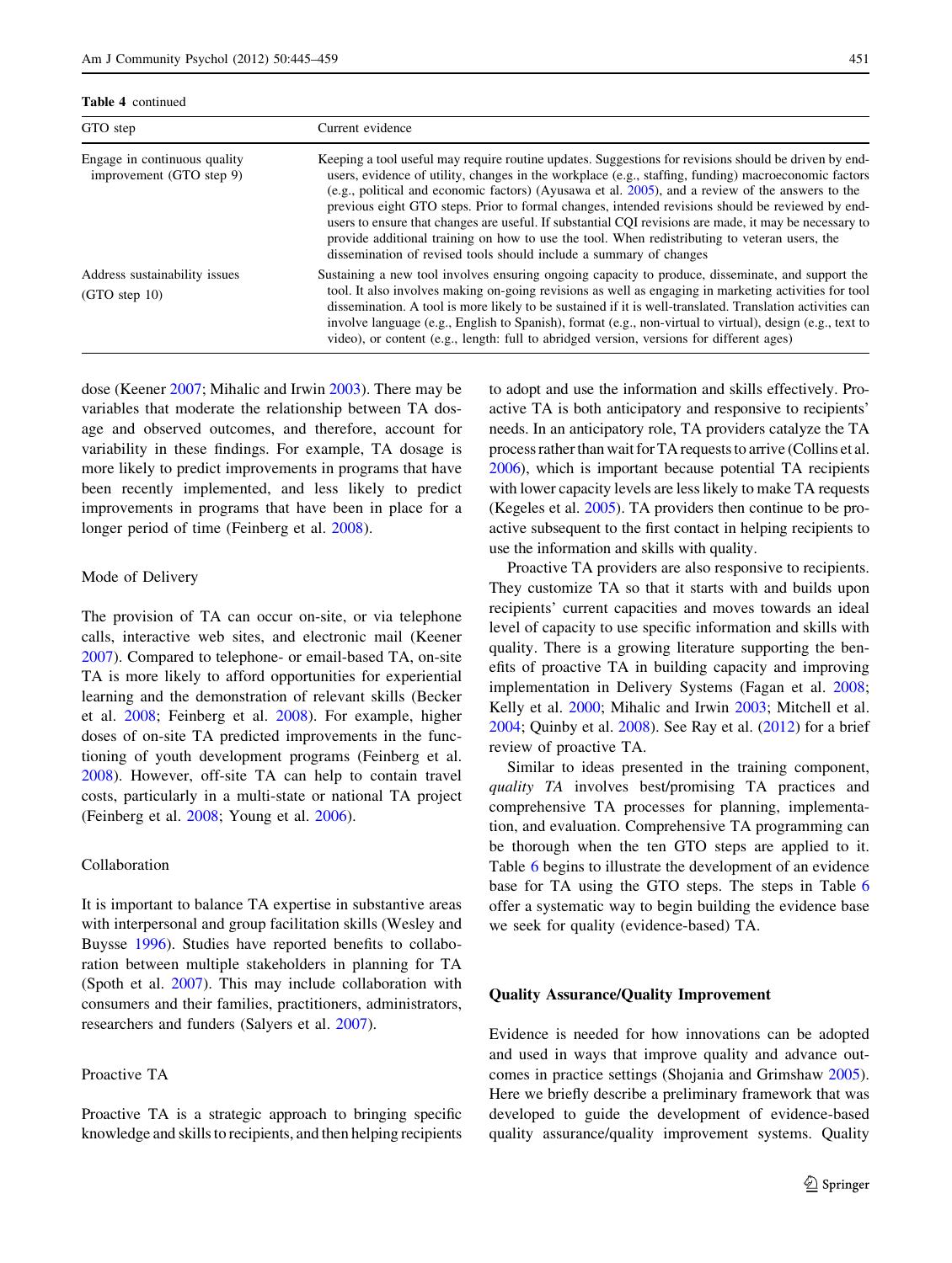**Table 4** continued

| GTO step | Current evidence |
| --- | --- |
| Engage in continuous quality improvement (GTO step 9) | Keeping a tool useful may require routine updates. Suggestions for revisions should be driven by end-users, evidence of utility, changes in the workplace (e.g., staffing, funding) macroeconomic factors (e.g., political and economic factors) (Ayusawa et al. 2005), and a review of the answers to the previous eight GTO steps. Prior to formal changes, intended revisions should be reviewed by end-users to ensure that changes are useful. If substantial CQI revisions are made, it may be necessary to provide additional training on how to use the tool. When redistributing to veteran users, the dissemination of revised tools should include a summary of changes |
| Address sustainability issues (GTO step 10) | Sustaining a new tool involves ensuring ongoing capacity to produce, disseminate, and support the tool. It also involves making on-going revisions as well as engaging in marketing activities for tool dissemination. A tool is more likely to be sustained if it is well-translated. Translation activities can involve language (e.g., English to Spanish), format (e.g., non-virtual to virtual), design (e.g., text to video), or content (e.g., length: full to abridged version, versions for different ages) |

dose (Keener 2007; Mihalic and Irwin 2003). There may be variables that moderate the relationship between TA dosage and observed outcomes, and therefore, account for variability in these findings. For example, TA dosage is more likely to predict improvements in programs that have been recently implemented, and less likely to predict improvements in programs that have been in place for a longer period of time (Feinberg et al. 2008).

### Mode of Delivery

The provision of TA can occur on-site, or via telephone calls, interactive web sites, and electronic mail (Keener 2007). Compared to telephone- or email-based TA, on-site TA is more likely to afford opportunities for experiential learning and the demonstration of relevant skills (Becker et al. 2008; Feinberg et al. 2008). For example, higher doses of on-site TA predicted improvements in the functioning of youth development programs (Feinberg et al. 2008). However, off-site TA can help to contain travel costs, particularly in a multi-state or national TA project (Feinberg et al. 2008; Young et al. 2006).

### Collaboration

It is important to balance TA expertise in substantive areas with interpersonal and group facilitation skills (Wesley and Buysse 1996). Studies have reported benefits to collaboration between multiple stakeholders in planning for TA (Spoth et al. 2007). This may include collaboration with consumers and their families, practitioners, administrators, researchers and funders (Salyers et al. 2007).

### Proactive TA

Proactive TA is a strategic approach to bringing specific knowledge and skills to recipients, and then helping recipients to adopt and use the information and skills effectively. Proactive TA is both anticipatory and responsive to recipients' needs. In an anticipatory role, TA providers catalyze the TA process rather than wait for TA requests to arrive (Collins et al. 2006), which is important because potential TA recipients with lower capacity levels are less likely to make TA requests (Kegeles et al. 2005). TA providers then continue to be proactive subsequent to the first contact in helping recipients to use the information and skills with quality.

Proactive TA providers are also responsive to recipients. They customize TA so that it starts with and builds upon recipients' current capacities and moves towards an ideal level of capacity to use specific information and skills with quality. There is a growing literature supporting the benefits of proactive TA in building capacity and improving implementation in Delivery Systems (Fagan et al. 2008; Kelly et al. 2000; Mihalic and Irwin 2003; Mitchell et al. 2004; Quinby et al. 2008). See Ray et al. (2012) for a brief review of proactive TA.

Similar to ideas presented in the training component, *quality TA* involves best/promising TA practices and comprehensive TA processes for planning, implementation, and evaluation. Comprehensive TA programming can be thorough when the ten GTO steps are applied to it. Table 6 begins to illustrate the development of an evidence base for TA using the GTO steps. The steps in Table 6 offer a systematic way to begin building the evidence base we seek for quality (evidence-based) TA.

## Quality Assurance/Quality Improvement

Evidence is needed for how innovations can be adopted and used in ways that improve quality and advance outcomes in practice settings (Shojania and Grimshaw 2005). Here we briefly describe a preliminary framework that was developed to guide the development of evidence-based quality assurance/quality improvement systems. Quality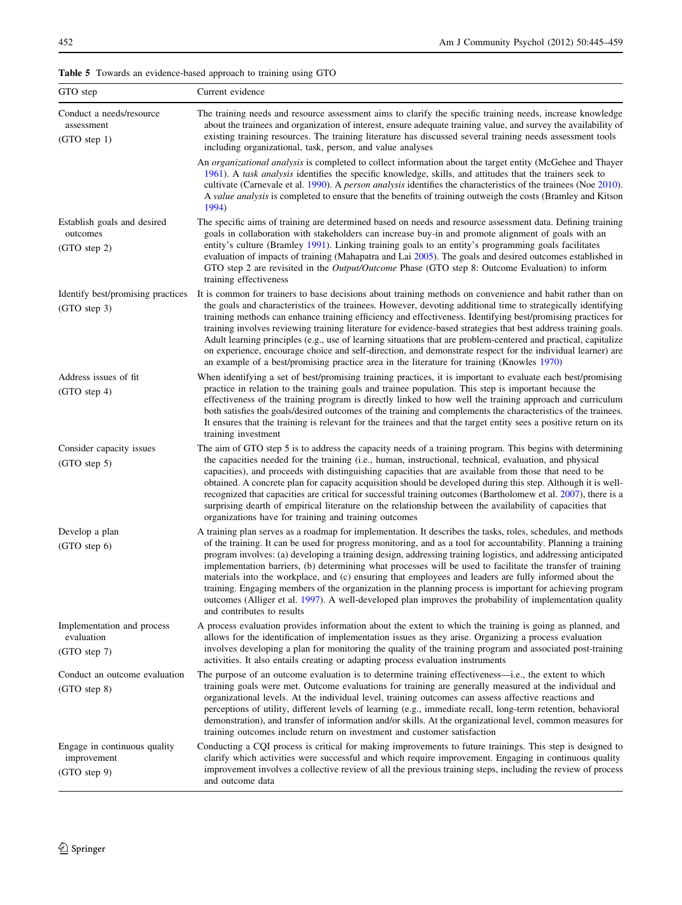**Table 5** Towards an evidence-based approach to training using GTO

| GTO step | Current evidence |
|---|---|
| Conduct a needs/resource assessment (GTO step 1) | The training needs and resource assessment aims to clarify the specific training needs, increase knowledge about the trainees and organization of interest, ensure adequate training value, and survey the availability of existing training resources. The training literature has discussed several training needs assessment tools including organizational, task, person, and value analyses |
| | An *organizational analysis* is completed to collect information about the target entity (McGehee and Thayer 1961). A *task analysis* identifies the specific knowledge, skills, and attitudes that the trainers seek to cultivate (Carnevale et al. 1990). A *person analysis* identifies the characteristics of the trainees (Noe 2010). A *value analysis* is completed to ensure that the benefits of training outweigh the costs (Bramley and Kitson 1994) |
| Establish goals and desired outcomes (GTO step 2) | The specific aims of training are determined based on needs and resource assessment data. Defining training goals in collaboration with stakeholders can increase buy-in and promote alignment of goals with an entity's culture (Bramley 1991). Linking training goals to an entity's programming goals facilitates evaluation of impacts of training (Mahapatra and Lai 2005). The goals and desired outcomes established in GTO step 2 are revisited in the *Output/Outcome* Phase (GTO step 8: Outcome Evaluation) to inform training effectiveness |
| Identify best/promising practices (GTO step 3) | It is common for trainers to base decisions about training methods on convenience and habit rather than on the goals and characteristics of the trainees. However, devoting additional time to strategically identifying training methods can enhance training efficiency and effectiveness. Identifying best/promising practices for training involves reviewing training literature for evidence-based strategies that best address training goals. Adult learning principles (e.g., use of learning situations that are problem-centered and practical, capitalize on experience, encourage choice and self-direction, and demonstrate respect for the individual learner) are an example of a best/promising practice area in the literature for training (Knowles 1970) |
| Address issues of fit (GTO step 4) | When identifying a set of best/promising training practices, it is important to evaluate each best/promising practice in relation to the training goals and trainee population. This step is important because the effectiveness of the training program is directly linked to how well the training approach and curriculum both satisfies the goals/desired outcomes of the training and complements the characteristics of the trainees. It ensures that the training is relevant for the trainees and that the target entity sees a positive return on its training investment |
| Consider capacity issues (GTO step 5) | The aim of GTO step 5 is to address the capacity needs of a training program. This begins with determining the capacities needed for the training (i.e., human, instructional, technical, evaluation, and physical capacities), and proceeds with distinguishing capacities that are available from those that need to be obtained. A concrete plan for capacity acquisition should be developed during this step. Although it is well-recognized that capacities are critical for successful training outcomes (Bartholomew et al. 2007), there is a surprising dearth of empirical literature on the relationship between the availability of capacities that organizations have for training and training outcomes |
| Develop a plan (GTO step 6) | A training plan serves as a roadmap for implementation. It describes the tasks, roles, schedules, and methods of the training. It can be used for progress monitoring, and as a tool for accountability. Planning a training program involves: (a) developing a training design, addressing training logistics, and addressing anticipated implementation barriers, (b) determining what processes will be used to facilitate the transfer of training materials into the workplace, and (c) ensuring that employees and leaders are fully informed about the training. Engaging members of the organization in the planning process is important for achieving program outcomes (Alliger et al. 1997). A well-developed plan improves the probability of implementation quality and contributes to results |
| Implementation and process evaluation (GTO step 7) | A process evaluation provides information about the extent to which the training is going as planned, and allows for the identification of implementation issues as they arise. Organizing a process evaluation involves developing a plan for monitoring the quality of the training program and associated post-training activities. It also entails creating or adapting process evaluation instruments |
| Conduct an outcome evaluation (GTO step 8) | The purpose of an outcome evaluation is to determine training effectiveness—i.e., the extent to which training goals were met. Outcome evaluations for training are generally measured at the individual and organizational levels. At the individual level, training outcomes can assess affective reactions and perceptions of utility, different levels of learning (e.g., immediate recall, long-term retention, behavioral demonstration), and transfer of information and/or skills. At the organizational level, common measures for training outcomes include return on investment and customer satisfaction |
| Engage in continuous quality improvement (GTO step 9) | Conducting a CQI process is critical for making improvements to future trainings. This step is designed to clarify which activities were successful and which require improvement. Engaging in continuous quality improvement involves a collective review of all the previous training steps, including the review of process and outcome data |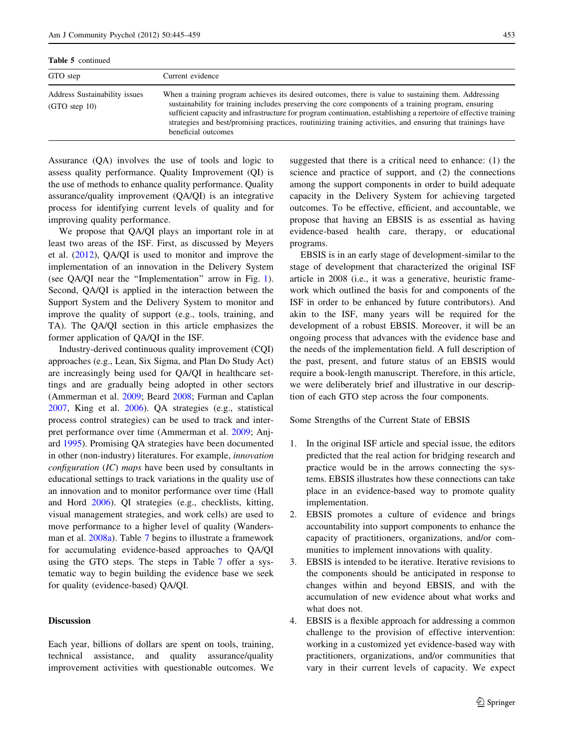**Table 5** continued

| GTO step | Current evidence |
| --- | --- |
| Address Sustainability issues (GTO step 10) | When a training program achieves its desired outcomes, there is value to sustaining them. Addressing sustainability for training includes preserving the core components of a training program, ensuring sufficient capacity and infrastructure for program continuation, establishing a repertoire of effective training strategies and best/promising practices, routinizing training activities, and ensuring that trainings have beneficial outcomes |

Assurance (QA) involves the use of tools and logic to assess quality performance. Quality Improvement (QI) is the use of methods to enhance quality performance. Quality assurance/quality improvement (QA/QI) is an integrative process for identifying current levels of quality and for improving quality performance.

We propose that QA/QI plays an important role in at least two areas of the ISF. First, as discussed by Meyers et al. (2012), QA/QI is used to monitor and improve the implementation of an innovation in the Delivery System (see QA/QI near the "Implementation" arrow in Fig. 1). Second, QA/QI is applied in the interaction between the Support System and the Delivery System to monitor and improve the quality of support (e.g., tools, training, and TA). The QA/QI section in this article emphasizes the former application of QA/QI in the ISF.

Industry-derived continuous quality improvement (CQI) approaches (e.g., Lean, Six Sigma, and Plan Do Study Act) are increasingly being used for QA/QI in healthcare settings and are gradually being adopted in other sectors (Ammerman et al. 2009; Beard 2008; Furman and Caplan 2007, King et al. 2006). QA strategies (e.g., statistical process control strategies) can be used to track and interpret performance over time (Ammerman et al. 2009; Anjard 1995). Promising QA strategies have been documented in other (non-industry) literatures. For example, *innovation configuration* (*IC*) *maps* have been used by consultants in educational settings to track variations in the quality use of an innovation and to monitor performance over time (Hall and Hord 2006). QI strategies (e.g., checklists, kitting, visual management strategies, and work cells) are used to move performance to a higher level of quality (Wandersman et al. 2008a). Table 7 begins to illustrate a framework for accumulating evidence-based approaches to QA/QI using the GTO steps. The steps in Table 7 offer a systematic way to begin building the evidence base we seek for quality (evidence-based) QA/QI.

## Discussion

Each year, billions of dollars are spent on tools, training, technical assistance, and quality assurance/quality improvement activities with questionable outcomes. We suggested that there is a critical need to enhance: (1) the science and practice of support, and (2) the connections among the support components in order to build adequate capacity in the Delivery System for achieving targeted outcomes. To be effective, efficient, and accountable, we propose that having an EBSIS is as essential as having evidence-based health care, therapy, or educational programs.

EBSIS is in an early stage of development-similar to the stage of development that characterized the original ISF article in 2008 (i.e., it was a generative, heuristic framework which outlined the basis for and components of the ISF in order to be enhanced by future contributors). And akin to the ISF, many years will be required for the development of a robust EBSIS. Moreover, it will be an ongoing process that advances with the evidence base and the needs of the implementation field. A full description of the past, present, and future status of an EBSIS would require a book-length manuscript. Therefore, in this article, we were deliberately brief and illustrative in our description of each GTO step across the four components.

### Some Strengths of the Current State of EBSIS

1. In the original ISF article and special issue, the editors predicted that the real action for bridging research and practice would be in the arrows connecting the systems. EBSIS illustrates how these connections can take place in an evidence-based way to promote quality implementation.
2. EBSIS promotes a culture of evidence and brings accountability into support components to enhance the capacity of practitioners, organizations, and/or communities to implement innovations with quality.
3. EBSIS is intended to be iterative. Iterative revisions to the components should be anticipated in response to changes within and beyond EBSIS, and with the accumulation of new evidence about what works and what does not.
4. EBSIS is a flexible approach for addressing a common challenge to the provision of effective intervention: working in a customized yet evidence-based way with practitioners, organizations, and/or communities that vary in their current levels of capacity. We expect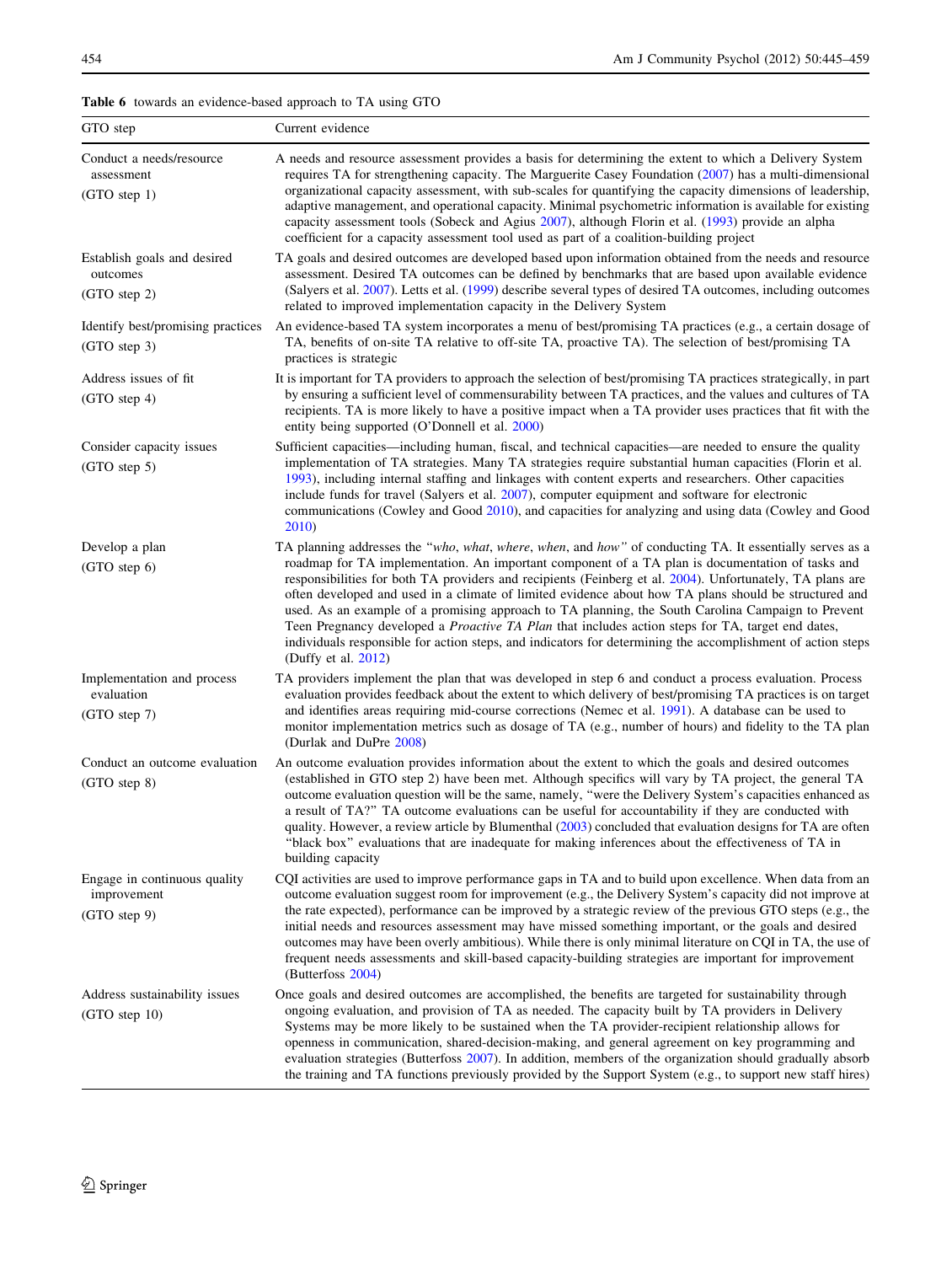**Table 6** towards an evidence-based approach to TA using GTO

| GTO step | Current evidence |
| --- | --- |
| Conduct a needs/resource assessment (GTO step 1) | A needs and resource assessment provides a basis for determining the extent to which a Delivery System requires TA for strengthening capacity. The Marguerite Casey Foundation (2007) has a multi-dimensional organizational capacity assessment, with sub-scales for quantifying the capacity dimensions of leadership, adaptive management, and operational capacity. Minimal psychometric information is available for existing capacity assessment tools (Sobeck and Agius 2007), although Florin et al. (1993) provide an alpha coefficient for a capacity assessment tool used as part of a coalition-building project |
| Establish goals and desired outcomes (GTO step 2) | TA goals and desired outcomes are developed based upon information obtained from the needs and resource assessment. Desired TA outcomes can be defined by benchmarks that are based upon available evidence (Salyers et al. 2007). Letts et al. (1999) describe several types of desired TA outcomes, including outcomes related to improved implementation capacity in the Delivery System |
| Identify best/promising practices (GTO step 3) | An evidence-based TA system incorporates a menu of best/promising TA practices (e.g., a certain dosage of TA, benefits of on-site TA relative to off-site TA, proactive TA). The selection of best/promising TA practices is strategic |
| Address issues of fit (GTO step 4) | It is important for TA providers to approach the selection of best/promising TA practices strategically, in part by ensuring a sufficient level of commensurability between TA practices, and the values and cultures of TA recipients. TA is more likely to have a positive impact when a TA provider uses practices that fit with the entity being supported (O'Donnell et al. 2000) |
| Consider capacity issues (GTO step 5) | Sufficient capacities—including human, fiscal, and technical capacities—are needed to ensure the quality implementation of TA strategies. Many TA strategies require substantial human capacities (Florin et al. 1993), including internal staffing and linkages with content experts and researchers. Other capacities include funds for travel (Salyers et al. 2007), computer equipment and software for electronic communications (Cowley and Good 2010), and capacities for analyzing and using data (Cowley and Good 2010) |
| Develop a plan (GTO step 6) | TA planning addresses the "*who*, *what*, *where*, *when*, and *how*" of conducting TA. It essentially serves as a roadmap for TA implementation. An important component of a TA plan is documentation of tasks and responsibilities for both TA providers and recipients (Feinberg et al. 2004). Unfortunately, TA plans are often developed and used in a climate of limited evidence about how TA plans should be structured and used. As an example of a promising approach to TA planning, the South Carolina Campaign to Prevent Teen Pregnancy developed a *Proactive TA Plan* that includes action steps for TA, target end dates, individuals responsible for action steps, and indicators for determining the accomplishment of action steps (Duffy et al. 2012) |
| Implementation and process evaluation (GTO step 7) | TA providers implement the plan that was developed in step 6 and conduct a process evaluation. Process evaluation provides feedback about the extent to which delivery of best/promising TA practices is on target and identifies areas requiring mid-course corrections (Nemec et al. 1991). A database can be used to monitor implementation metrics such as dosage of TA (e.g., number of hours) and fidelity to the TA plan (Durlak and DuPre 2008) |
| Conduct an outcome evaluation (GTO step 8) | An outcome evaluation provides information about the extent to which the goals and desired outcomes (established in GTO step 2) have been met. Although specifics will vary by TA project, the general TA outcome evaluation question will be the same, namely, "were the Delivery System's capacities enhanced as a result of TA?" TA outcome evaluations can be useful for accountability if they are conducted with quality. However, a review article by Blumenthal (2003) concluded that evaluation designs for TA are often "black box" evaluations that are inadequate for making inferences about the effectiveness of TA in building capacity |
| Engage in continuous quality improvement (GTO step 9) | CQI activities are used to improve performance gaps in TA and to build upon excellence. When data from an outcome evaluation suggest room for improvement (e.g., the Delivery System's capacity did not improve at the rate expected), performance can be improved by a strategic review of the previous GTO steps (e.g., the initial needs and resources assessment may have missed something important, or the goals and desired outcomes may have been overly ambitious). While there is only minimal literature on CQI in TA, the use of frequent needs assessments and skill-based capacity-building strategies are important for improvement (Butterfoss 2004) |
| Address sustainability issues (GTO step 10) | Once goals and desired outcomes are accomplished, the benefits are targeted for sustainability through ongoing evaluation, and provision of TA as needed. The capacity built by TA providers in Delivery Systems may be more likely to be sustained when the TA provider-recipient relationship allows for openness in communication, shared-decision-making, and general agreement on key programming and evaluation strategies (Butterfoss 2007). In addition, members of the organization should gradually absorb the training and TA functions previously provided by the Support System (e.g., to support new staff hires) |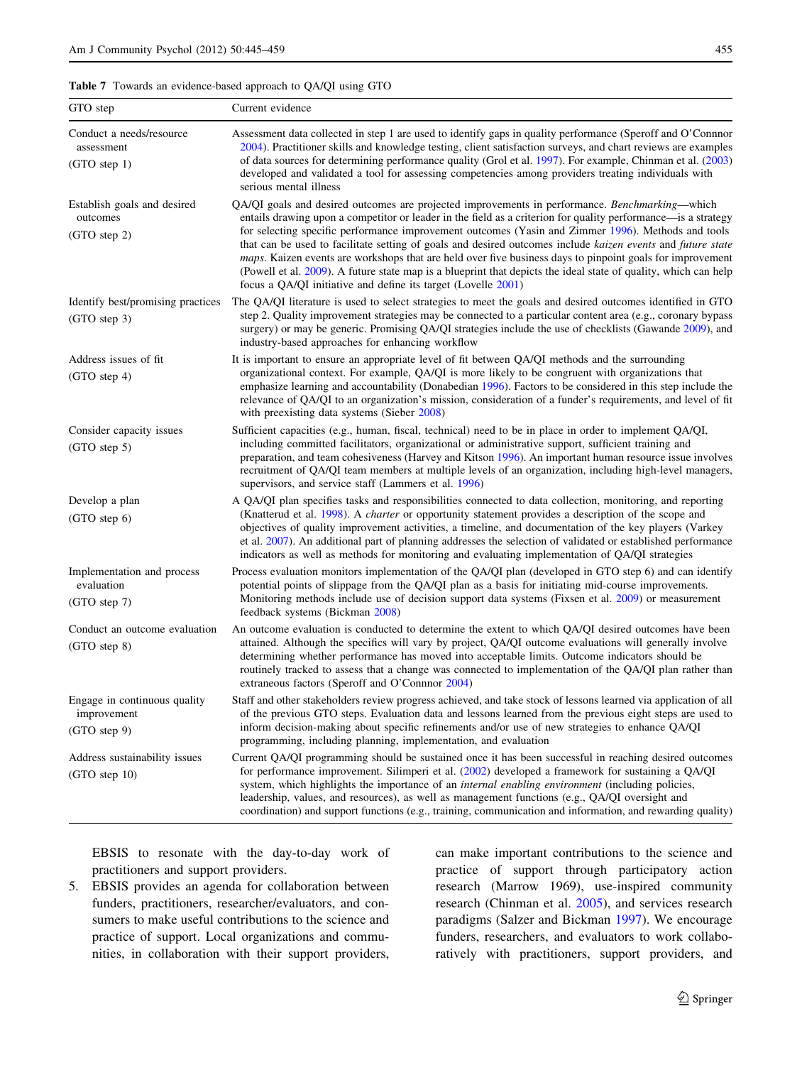**Table 7** Towards an evidence-based approach to QA/QI using GTO

| GTO step | Current evidence |
|---|---|
| Conduct a needs/resource assessment (GTO step 1) | Assessment data collected in step 1 are used to identify gaps in quality performance (Speroff and O'Connnor 2004). Practitioner skills and knowledge testing, client satisfaction surveys, and chart reviews are examples of data sources for determining performance quality (Grol et al. 1997). For example, Chinman et al. (2003) developed and validated a tool for assessing competencies among providers treating individuals with serious mental illness |
| Establish goals and desired outcomes (GTO step 2) | QA/QI goals and desired outcomes are projected improvements in performance. *Benchmarking*—which entails drawing upon a competitor or leader in the field as a criterion for quality performance—is a strategy for selecting specific performance improvement outcomes (Yasin and Zimmer 1996). Methods and tools that can be used to facilitate setting of goals and desired outcomes include *kaizen events* and *future state maps*. Kaizen events are workshops that are held over five business days to pinpoint goals for improvement (Powell et al. 2009). A future state map is a blueprint that depicts the ideal state of quality, which can help focus a QA/QI initiative and define its target (Lovelle 2001) |
| Identify best/promising practices (GTO step 3) | The QA/QI literature is used to select strategies to meet the goals and desired outcomes identified in GTO step 2. Quality improvement strategies may be connected to a particular content area (e.g., coronary bypass surgery) or may be generic. Promising QA/QI strategies include the use of checklists (Gawande 2009), and industry-based approaches for enhancing workflow |
| Address issues of fit (GTO step 4) | It is important to ensure an appropriate level of fit between QA/QI methods and the surrounding organizational context. For example, QA/QI is more likely to be congruent with organizations that emphasize learning and accountability (Donabedian 1996). Factors to be considered in this step include the relevance of QA/QI to an organization's mission, consideration of a funder's requirements, and level of fit with preexisting data systems (Sieber 2008) |
| Consider capacity issues (GTO step 5) | Sufficient capacities (e.g., human, fiscal, technical) need to be in place in order to implement QA/QI, including committed facilitators, organizational or administrative support, sufficient training and preparation, and team cohesiveness (Harvey and Kitson 1996). An important human resource issue involves recruitment of QA/QI team members at multiple levels of an organization, including high-level managers, supervisors, and service staff (Lammers et al. 1996) |
| Develop a plan (GTO step 6) | A QA/QI plan specifies tasks and responsibilities connected to data collection, monitoring, and reporting (Knatterud et al. 1998). A *charter* or opportunity statement provides a description of the scope and objectives of quality improvement activities, a timeline, and documentation of the key players (Varkey et al. 2007). An additional part of planning addresses the selection of validated or established performance indicators as well as methods for monitoring and evaluating implementation of QA/QI strategies |
| Implementation and process evaluation (GTO step 7) | Process evaluation monitors implementation of the QA/QI plan (developed in GTO step 6) and can identify potential points of slippage from the QA/QI plan as a basis for initiating mid-course improvements. Monitoring methods include use of decision support data systems (Fixsen et al. 2009) or measurement feedback systems (Bickman 2008) |
| Conduct an outcome evaluation (GTO step 8) | An outcome evaluation is conducted to determine the extent to which QA/QI desired outcomes have been attained. Although the specifics will vary by project, QA/QI outcome evaluations will generally involve determining whether performance has moved into acceptable limits. Outcome indicators should be routinely tracked to assess that a change was connected to implementation of the QA/QI plan rather than extraneous factors (Speroff and O'Connnor 2004) |
| Engage in continuous quality improvement (GTO step 9) | Staff and other stakeholders review progress achieved, and take stock of lessons learned via application of all of the previous GTO steps. Evaluation data and lessons learned from the previous eight steps are used to inform decision-making about specific refinements and/or use of new strategies to enhance QA/QI programming, including planning, implementation, and evaluation |
| Address sustainability issues (GTO step 10) | Current QA/QI programming should be sustained once it has been successful in reaching desired outcomes for performance improvement. Silimperi et al. (2002) developed a framework for sustaining a QA/QI system, which highlights the importance of an *internal enabling environment* (including policies, leadership, values, and resources), as well as management functions (e.g., QA/QI oversight and coordination) and support functions (e.g., training, communication and information, and rewarding quality) |

EBSIS to resonate with the day-to-day work of practitioners and support providers.

5. EBSIS provides an agenda for collaboration between funders, practitioners, researcher/evaluators, and consumers to make useful contributions to the science and practice of support. Local organizations and communities, in collaboration with their support providers, can make important contributions to the science and practice of support through participatory action research (Marrow 1969), use-inspired community research (Chinman et al. 2005), and services research paradigms (Salzer and Bickman 1997). We encourage funders, researchers, and evaluators to work collaboratively with practitioners, support providers, and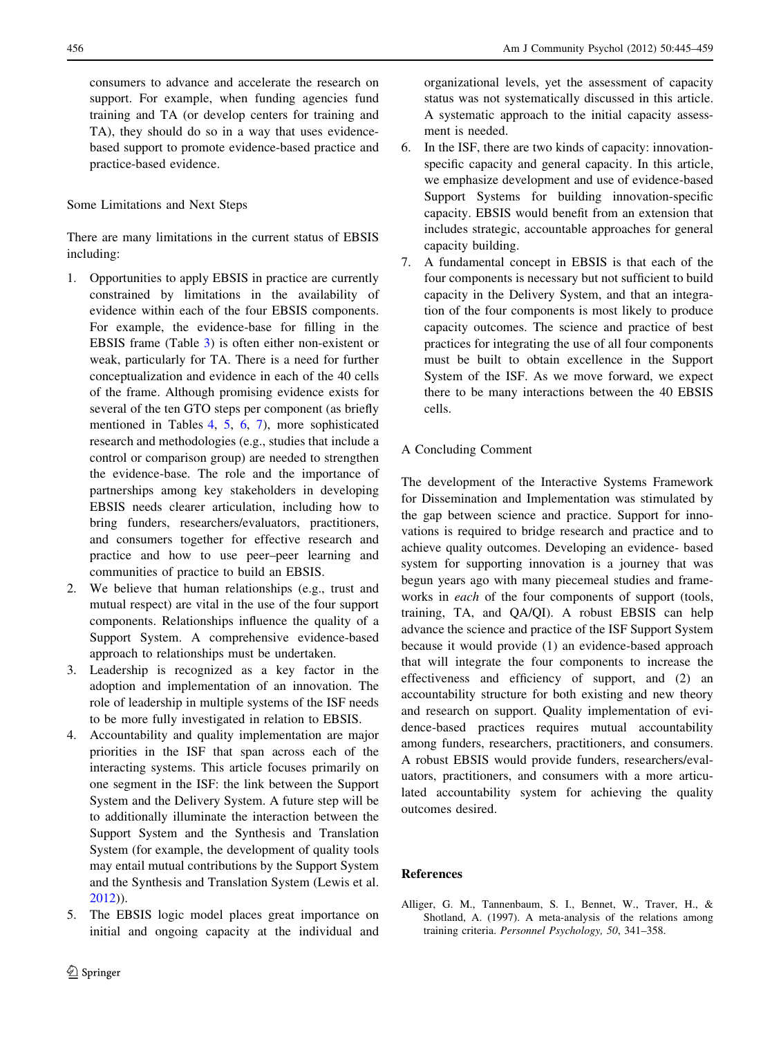consumers to advance and accelerate the research on support. For example, when funding agencies fund training and TA (or develop centers for training and TA), they should do so in a way that uses evidence-based support to promote evidence-based practice and practice-based evidence.

## Some Limitations and Next Steps

There are many limitations in the current status of EBSIS including:

1. Opportunities to apply EBSIS in practice are currently constrained by limitations in the availability of evidence within each of the four EBSIS components. For example, the evidence-base for filling in the EBSIS frame (Table 3) is often either non-existent or weak, particularly for TA. There is a need for further conceptualization and evidence in each of the 40 cells of the frame. Although promising evidence exists for several of the ten GTO steps per component (as briefly mentioned in Tables 4, 5, 6, 7), more sophisticated research and methodologies (e.g., studies that include a control or comparison group) are needed to strengthen the evidence-base. The role and the importance of partnerships among key stakeholders in developing EBSIS needs clearer articulation, including how to bring funders, researchers/evaluators, practitioners, and consumers together for effective research and practice and how to use peer–peer learning and communities of practice to build an EBSIS.
2. We believe that human relationships (e.g., trust and mutual respect) are vital in the use of the four support components. Relationships influence the quality of a Support System. A comprehensive evidence-based approach to relationships must be undertaken.
3. Leadership is recognized as a key factor in the adoption and implementation of an innovation. The role of leadership in multiple systems of the ISF needs to be more fully investigated in relation to EBSIS.
4. Accountability and quality implementation are major priorities in the ISF that span across each of the interacting systems. This article focuses primarily on one segment in the ISF: the link between the Support System and the Delivery System. A future step will be to additionally illuminate the interaction between the Support System and the Synthesis and Translation System (for example, the development of quality tools may entail mutual contributions by the Support System and the Synthesis and Translation System (Lewis et al. 2012)).
5. The EBSIS logic model places great importance on initial and ongoing capacity at the individual and organizational levels, yet the assessment of capacity status was not systematically discussed in this article. A systematic approach to the initial capacity assessment is needed.
6. In the ISF, there are two kinds of capacity: innovation-specific capacity and general capacity. In this article, we emphasize development and use of evidence-based Support Systems for building innovation-specific capacity. EBSIS would benefit from an extension that includes strategic, accountable approaches for general capacity building.
7. A fundamental concept in EBSIS is that each of the four components is necessary but not sufficient to build capacity in the Delivery System, and that an integration of the four components is most likely to produce capacity outcomes. The science and practice of best practices for integrating the use of all four components must be built to obtain excellence in the Support System of the ISF. As we move forward, we expect there to be many interactions between the 40 EBSIS cells.

## A Concluding Comment

The development of the Interactive Systems Framework for Dissemination and Implementation was stimulated by the gap between science and practice. Support for innovations is required to bridge research and practice and to achieve quality outcomes. Developing an evidence- based system for supporting innovation is a journey that was begun years ago with many piecemeal studies and frameworks in *each* of the four components of support (tools, training, TA, and QA/QI). A robust EBSIS can help advance the science and practice of the ISF Support System because it would provide (1) an evidence-based approach that will integrate the four components to increase the effectiveness and efficiency of support, and (2) an accountability structure for both existing and new theory and research on support. Quality implementation of evidence-based practices requires mutual accountability among funders, researchers, practitioners, and consumers. A robust EBSIS would provide funders, researchers/evaluators, practitioners, and consumers with a more articulated accountability system for achieving the quality outcomes desired.

## References

Alliger, G. M., Tannenbaum, S. I., Bennet, W., Traver, H., & Shotland, A. (1997). A meta-analysis of the relations among training criteria. *Personnel Psychology, 50*, 341–358.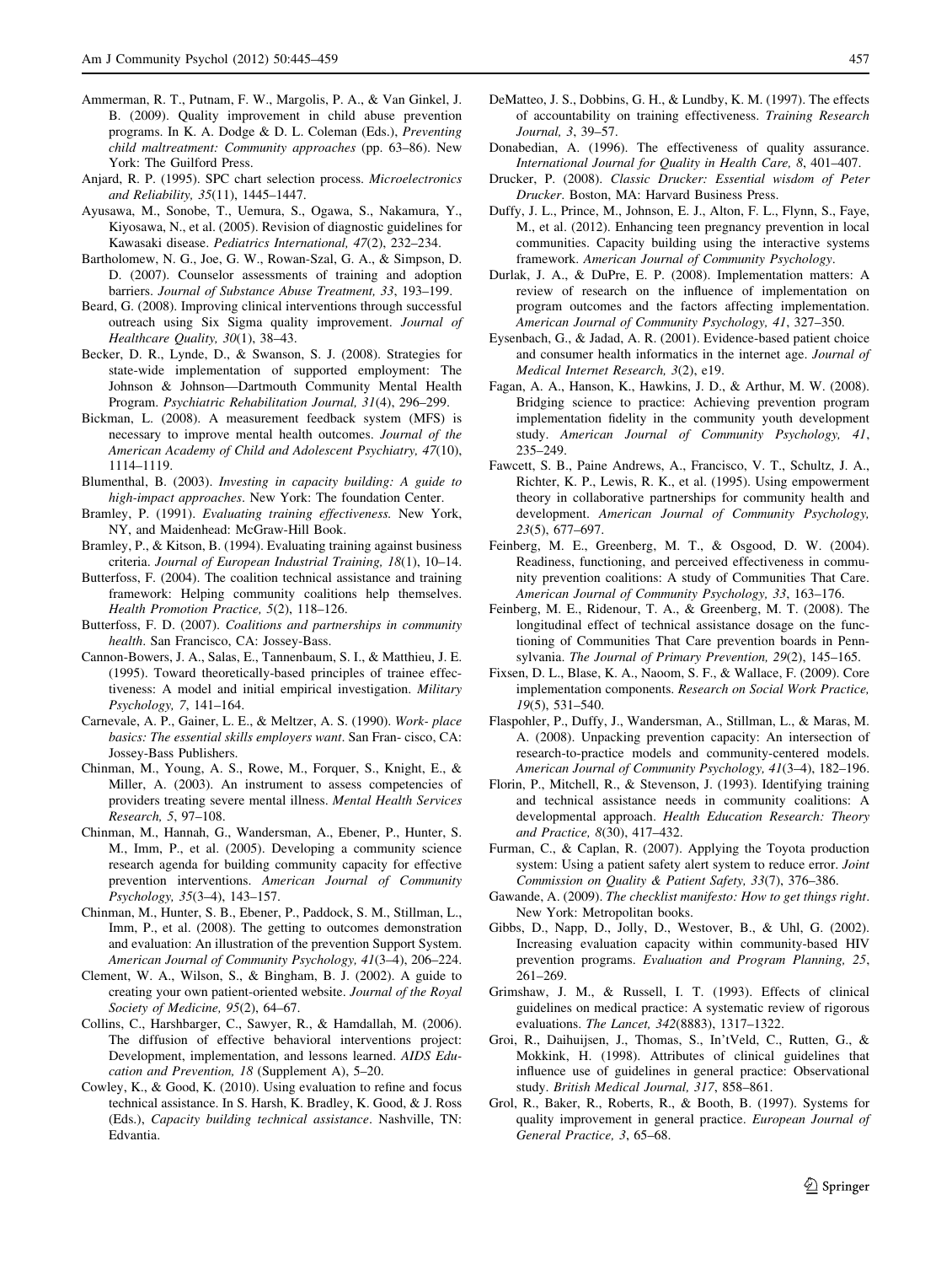Ammerman, R. T., Putnam, F. W., Margolis, P. A., & Van Ginkel, J. B. (2009). Quality improvement in child abuse prevention programs. In K. A. Dodge & D. L. Coleman (Eds.), *Preventing child maltreatment: Community approaches* (pp. 63–86). New York: The Guilford Press.

Anjard, R. P. (1995). SPC chart selection process. *Microelectronics and Reliability, 35*(11), 1445–1447.

Ayusawa, M., Sonobe, T., Uemura, S., Ogawa, S., Nakamura, Y., Kiyosawa, N., et al. (2005). Revision of diagnostic guidelines for Kawasaki disease. *Pediatrics International, 47*(2), 232–234.

Bartholomew, N. G., Joe, G. W., Rowan-Szal, G. A., & Simpson, D. D. (2007). Counselor assessments of training and adoption barriers. *Journal of Substance Abuse Treatment, 33*, 193–199.

Beard, G. (2008). Improving clinical interventions through successful outreach using Six Sigma quality improvement. *Journal of Healthcare Quality, 30*(1), 38–43.

Becker, D. R., Lynde, D., & Swanson, S. J. (2008). Strategies for state-wide implementation of supported employment: The Johnson & Johnson—Dartmouth Community Mental Health Program. *Psychiatric Rehabilitation Journal, 31*(4), 296–299.

Bickman, L. (2008). A measurement feedback system (MFS) is necessary to improve mental health outcomes. *Journal of the American Academy of Child and Adolescent Psychiatry, 47*(10), 1114–1119.

Blumenthal, B. (2003). *Investing in capacity building: A guide to high-impact approaches*. New York: The foundation Center.

Bramley, P. (1991). *Evaluating training effectiveness*. New York, NY, and Maidenhead: McGraw-Hill Book.

Bramley, P., & Kitson, B. (1994). Evaluating training against business criteria. *Journal of European Industrial Training, 18*(1), 10–14.

Butterfoss, F. (2004). The coalition technical assistance and training framework: Helping community coalitions help themselves. *Health Promotion Practice, 5*(2), 118–126.

Butterfoss, F. D. (2007). *Coalitions and partnerships in community health*. San Francisco, CA: Jossey-Bass.

Cannon-Bowers, J. A., Salas, E., Tannenbaum, S. I., & Matthieu, J. E. (1995). Toward theoretically-based principles of trainee effectiveness: A model and initial empirical investigation. *Military Psychology, 7*, 141–164.

Carnevale, A. P., Gainer, L. E., & Meltzer, A. S. (1990). *Work- place basics: The essential skills employers want*. San Fran- cisco, CA: Jossey-Bass Publishers.

Chinman, M., Young, A. S., Rowe, M., Forquer, S., Knight, E., & Miller, A. (2003). An instrument to assess competencies of providers treating severe mental illness. *Mental Health Services Research, 5*, 97–108.

Chinman, M., Hannah, G., Wandersman, A., Ebener, P., Hunter, S. M., Imm, P., et al. (2005). Developing a community science research agenda for building community capacity for effective prevention interventions. *American Journal of Community Psychology, 35*(3–4), 143–157.

Chinman, M., Hunter, S. B., Ebener, P., Paddock, S. M., Stillman, L., Imm, P., et al. (2008). The getting to outcomes demonstration and evaluation: An illustration of the prevention Support System. *American Journal of Community Psychology, 41*(3–4), 206–224.

Clement, W. A., Wilson, S., & Bingham, B. J. (2002). A guide to creating your own patient-oriented website. *Journal of the Royal Society of Medicine, 95*(2), 64–67.

Collins, C., Harshbarger, C., Sawyer, R., & Hamdallah, M. (2006). The diffusion of effective behavioral interventions project: Development, implementation, and lessons learned. *AIDS Education and Prevention, 18* (Supplement A), 5–20.

Cowley, K., & Good, K. (2010). Using evaluation to refine and focus technical assistance. In S. Harsh, K. Bradley, K. Good, & J. Ross (Eds.), *Capacity building technical assistance*. Nashville, TN: Edvantia.

DeMatteo, J. S., Dobbins, G. H., & Lundby, K. M. (1997). The effects of accountability on training effectiveness. *Training Research Journal, 3*, 39–57.

Donabedian, A. (1996). The effectiveness of quality assurance. *International Journal for Quality in Health Care, 8*, 401–407.

Drucker, P. (2008). *Classic Drucker: Essential wisdom of Peter Drucker*. Boston, MA: Harvard Business Press.

Duffy, J. L., Prince, M., Johnson, E. J., Alton, F. L., Flynn, S., Faye, M., et al. (2012). Enhancing teen pregnancy prevention in local communities. Capacity building using the interactive systems framework. *American Journal of Community Psychology*.

Durlak, J. A., & DuPre, E. P. (2008). Implementation matters: A review of research on the influence of implementation on program outcomes and the factors affecting implementation. *American Journal of Community Psychology, 41*, 327–350.

Eysenbach, G., & Jadad, A. R. (2001). Evidence-based patient choice and consumer health informatics in the internet age. *Journal of Medical Internet Research, 3*(2), e19.

Fagan, A. A., Hanson, K., Hawkins, J. D., & Arthur, M. W. (2008). Bridging science to practice: Achieving prevention program implementation fidelity in the community youth development study. *American Journal of Community Psychology, 41*, 235–249.

Fawcett, S. B., Paine Andrews, A., Francisco, V. T., Schultz, J. A., Richter, K. P., Lewis, R. K., et al. (1995). Using empowerment theory in collaborative partnerships for community health and development. *American Journal of Community Psychology, 23*(5), 677–697.

Feinberg, M. E., Greenberg, M. T., & Osgood, D. W. (2004). Readiness, functioning, and perceived effectiveness in community prevention coalitions: A study of Communities That Care. *American Journal of Community Psychology, 33*, 163–176.

Feinberg, M. E., Ridenour, T. A., & Greenberg, M. T. (2008). The longitudinal effect of technical assistance dosage on the functioning of Communities That Care prevention boards in Pennsylvania. *The Journal of Primary Prevention, 29*(2), 145–165.

Fixsen, D. L., Blase, K. A., Naoom, S. F., & Wallace, F. (2009). Core implementation components. *Research on Social Work Practice, 19*(5), 531–540.

Flaspohler, P., Duffy, J., Wandersman, A., Stillman, L., & Maras, M. A. (2008). Unpacking prevention capacity: An intersection of research-to-practice models and community-centered models. *American Journal of Community Psychology, 41*(3–4), 182–196.

Florin, P., Mitchell, R., & Stevenson, J. (1993). Identifying training and technical assistance needs in community coalitions: A developmental approach. *Health Education Research: Theory and Practice, 8*(30), 417–432.

Furman, C., & Caplan, R. (2007). Applying the Toyota production system: Using a patient safety alert system to reduce error. *Joint Commission on Quality & Patient Safety, 33*(7), 376–386.

Gawande, A. (2009). *The checklist manifesto: How to get things right*. New York: Metropolitan books.

Gibbs, D., Napp, D., Jolly, D., Westover, B., & Uhl, G. (2002). Increasing evaluation capacity within community-based HIV prevention programs. *Evaluation and Program Planning, 25*, 261–269.

Grimshaw, J. M., & Russell, I. T. (1993). Effects of clinical guidelines on medical practice: A systematic review of rigorous evaluations. *The Lancet, 342*(8883), 1317–1322.

Groi, R., Daihuijsen, J., Thomas, S., In'tVeld, C., Rutten, G., & Mokkink, H. (1998). Attributes of clinical guidelines that influence use of guidelines in general practice: Observational study. *British Medical Journal, 317*, 858–861.

Grol, R., Baker, R., Roberts, R., & Booth, B. (1997). Systems for quality improvement in general practice. *European Journal of General Practice, 3*, 65–68.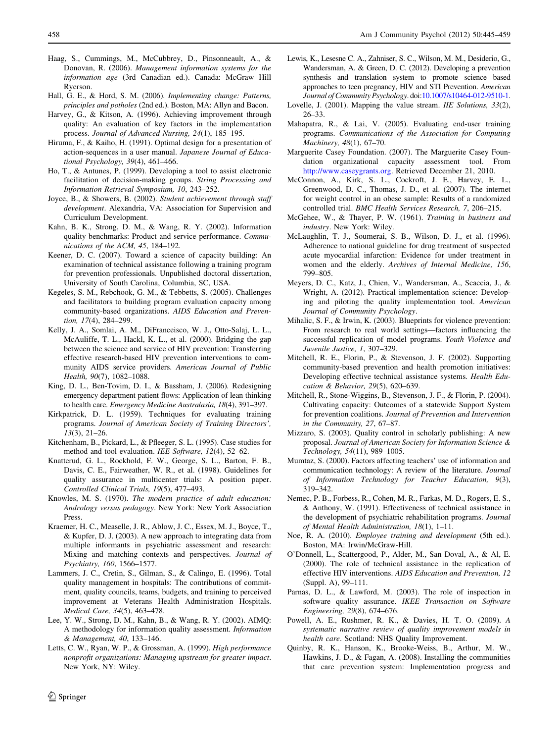Haag, S., Cummings, M., McCubbrey, D., Pinsonneault, A., & Donovan, R. (2006). *Management information systems for the information age* (3rd Canadian ed.). Canada: McGraw Hill Ryerson.

Hall, G. E., & Hord, S. M. (2006). *Implementing change: Patterns, principles and potholes* (2nd ed.). Boston, MA: Allyn and Bacon.

Harvey, G., & Kitson, A. (1996). Achieving improvement through quality: An evaluation of key factors in the implementation process. *Journal of Advanced Nursing, 24*(1), 185–195.

Hiruma, F., & Kaiho, H. (1991). Optimal design for a presentation of action-sequences in a user manual. *Japanese Journal of Educational Psychology, 39*(4), 461–466.

Ho, T., & Antunes, P. (1999). Developing a tool to assist electronic facilitation of decision-making groups. *String Processing and Information Retrieval Symposium, 10*, 243–252.

Joyce, B., & Showers, B. (2002). *Student achievement through staff development*. Alexandria, VA: Association for Supervision and Curriculum Development.

Kahn, B. K., Strong, D. M., & Wang, R. Y. (2002). Information quality benchmarks: Product and service performance. *Communications of the ACM, 45*, 184–192.

Keener, D. C. (2007). Toward a science of capacity building: An examination of technical assistance following a training program for prevention professionals. Unpublished doctoral dissertation, University of South Carolina, Columbia, SC, USA.

Kegeles, S. M., Rebchook, G. M., & Tebbetts, S. (2005). Challenges and facilitators to building program evaluation capacity among community-based organizations. *AIDS Education and Prevention, 17*(4), 284–299.

Kelly, J. A., Somlai, A. M., DiFranceisco, W. J., Otto-Salaj, L. L., McAuliffe, T. L., Hackl, K. L., et al. (2000). Bridging the gap between the science and service of HIV prevention: Transferring effective research-based HIV prevention interventions to community AIDS service providers. *American Journal of Public Health, 90*(7), 1082–1088.

King, D. L., Ben-Tovim, D. I., & Bassham, J. (2006). Redesigning emergency department patient flows: Application of lean thinking to health care. *Emergency Medicine Australasia, 18*(4), 391–397.

Kirkpatrick, D. L. (1959). Techniques for evaluating training programs. *Journal of American Society of Training Directors', 13*(3), 21–26.

Kitchenham, B., Pickard, L., & Pfleeger, S. L. (1995). Case studies for method and tool evaluation. *IEE Software, 12*(4), 52–62.

Knatterud, G. L., Rockhold, F. W., George, S. L., Barton, F. B., Davis, C. E., Fairweather, W. R., et al. (1998). Guidelines for quality assurance in multicenter trials: A position paper. *Controlled Clinical Trials, 19*(5), 477–493.

Knowles, M. S. (1970). *The modern practice of adult education: Andrology versus pedagogy*. New York: New York Association Press.

Kraemer, H. C., Measelle, J. R., Ablow, J. C., Essex, M. J., Boyce, T., & Kupfer, D. J. (2003). A new approach to integrating data from multiple informants in psychiatric assessment and research: Mixing and matching contexts and perspectives. *Journal of Psychiatry, 160*, 1566–1577.

Lammers, J. C., Cretin, S., Gilman, S., & Calingo, E. (1996). Total quality management in hospitals: The contributions of commitment, quality councils, teams, budgets, and training to perceived improvement at Veterans Health Administration Hospitals. *Medical Care, 34*(5), 463–478.

Lee, Y. W., Strong, D. M., Kahn, B., & Wang, R. Y. (2002). AIMQ: A methodology for information quality assessment. *Information & Management, 40*, 133–146.

Letts, C. W., Ryan, W. P., & Grossman, A. (1999). *High performance nonprofit organizations: Managing upstream for greater impact*. New York, NY: Wiley.

Lewis, K., Lesesne C. A., Zahniser, S. C., Wilson, M. M., Desiderio, G., Wandersman, A. & Green, D. C. (2012). Developing a prevention synthesis and translation system to promote science based approaches to teen pregnancy, HIV and STI Prevention. *American Journal of Community Psychology*. doi:10.1007/s10464-012-9510-1.

Lovelle, J. (2001). Mapping the value stream. *IIE Solutions, 33*(2), 26–33.

Mahapatra, R., & Lai, V. (2005). Evaluating end-user training programs. *Communications of the Association for Computing Machinery, 48*(1), 67–70.

Marguerite Casey Foundation. (2007). The Marguerite Casey Foundation organizational capacity assessment tool. From http://www.caseygrants.org. Retrieved December 21, 2010.

McConnon, A., Kirk, S. L., Cockroft, J. E., Harvey, E. L., Greenwood, D. C., Thomas, J. D., et al. (2007). The internet for weight control in an obese sample: Results of a randomized controlled trial. *BMC Health Services Research, 7*, 206–215.

McGehee, W., & Thayer, P. W. (1961). *Training in business and industry*. New York: Wiley.

McLaughlin, T. J., Soumerai, S. B., Wilson, D. J., et al. (1996). Adherence to national guideline for drug treatment of suspected acute myocardial infarction: Evidence for under treatment in women and the elderly. *Archives of Internal Medicine, 156*, 799–805.

Meyers, D. C., Katz, J., Chien, V., Wandersman, A., Scaccia, J., & Wright, A. (2012). Practical implementation science: Developing and piloting the quality implementation tool. *American Journal of Community Psychology*.

Mihalic, S. F., & Irwin, K. (2003). Blueprints for violence prevention: From research to real world settings—factors influencing the successful replication of model programs. *Youth Violence and Juvenile Justice, 1*, 307–329.

Mitchell, R. E., Florin, P., & Stevenson, J. F. (2002). Supporting community-based prevention and health promotion initiatives: Developing effective technical assistance systems. *Health Education & Behavior, 29*(5), 620–639.

Mitchell, R., Stone-Wiggins, B., Stevenson, J. F., & Florin, P. (2004). Cultivating capacity: Outcomes of a statewide Support System for prevention coalitions. *Journal of Prevention and Intervention in the Community, 27*, 67–87.

Mizzaro, S. (2003). Quality control in scholarly publishing: A new proposal. *Journal of American Society for Information Science & Technology, 54*(11), 989–1005.

Mumtaz, S. (2000). Factors affecting teachers' use of information and communication technology: A review of the literature. *Journal of Information Technology for Teacher Education, 9*(3), 319–342.

Nemec, P. B., Forbess, R., Cohen, M. R., Farkas, M. D., Rogers, E. S., & Anthony, W. (1991). Effectiveness of technical assistance in the development of psychiatric rehabilitation programs. *Journal of Mental Health Administration, 18*(1), 1–11.

Noe, R. A. (2010). *Employee training and development* (5th ed.). Boston, MA: Irwin/McGraw-Hill.

O'Donnell, L., Scattergood, P., Alder, M., San Doval, A., & Al, E. (2000). The role of technical assistance in the replication of effective HIV interventions. *AIDS Education and Prevention, 12* (Suppl. A), 99–111.

Parnas, D. L., & Lawford, M. (2003). The role of inspection in software quality assurance. *IKEE Transaction on Software Engineering, 29*(8), 674–676.

Powell, A. E., Rushmer, R. K., & Davies, H. T. O. (2009). *A systematic narrative review of quality improvement models in health care*. Scotland: NHS Quality Improvement.

Quinby, R. K., Hanson, K., Brooke-Weiss, B., Arthur, M. W., Hawkins, J. D., & Fagan, A. (2008). Installing the communities that care prevention system: Implementation progress and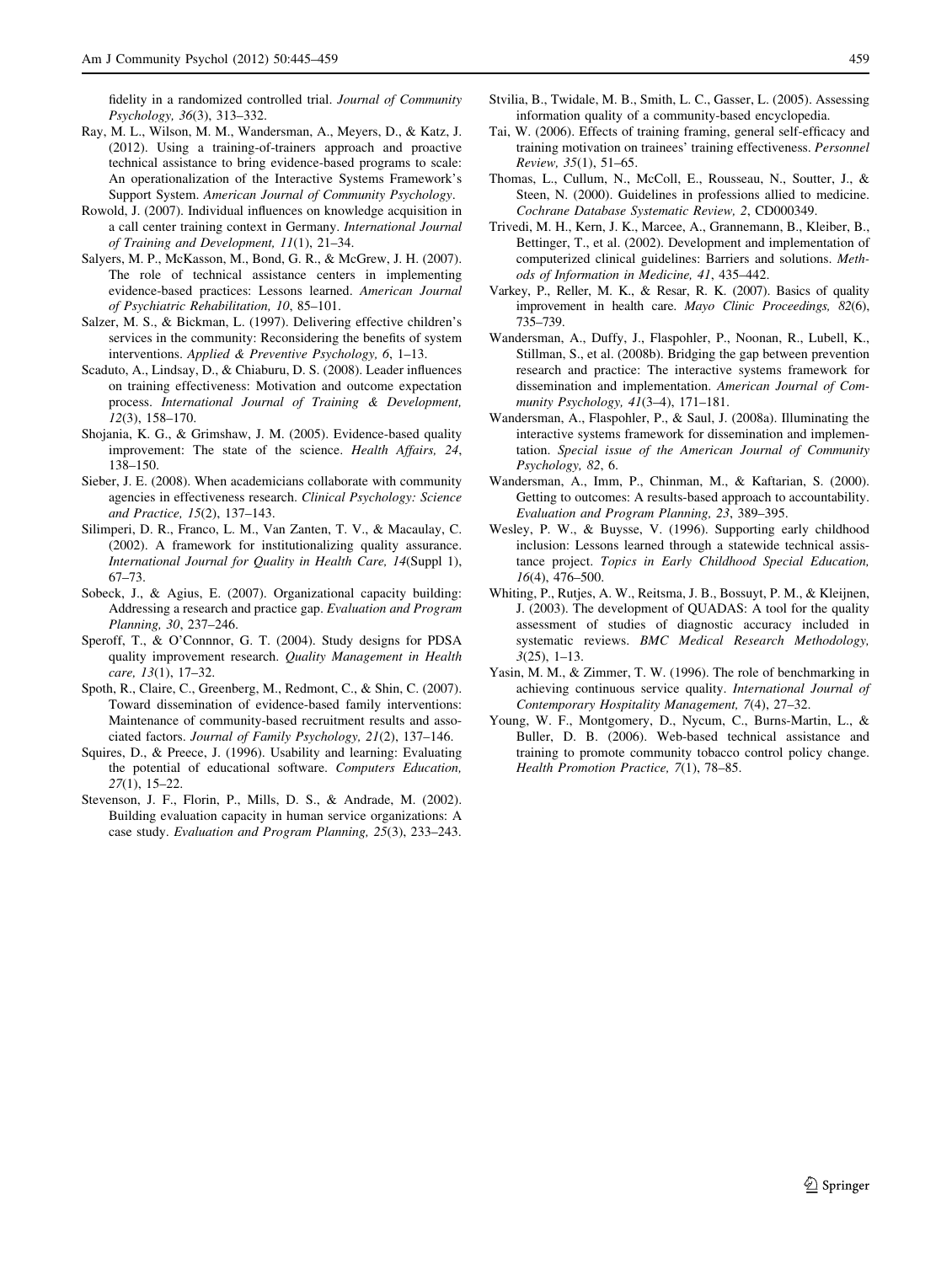fidelity in a randomized controlled trial. *Journal of Community Psychology, 36*(3), 313–332.

Ray, M. L., Wilson, M. M., Wandersman, A., Meyers, D., & Katz, J. (2012). Using a training-of-trainers approach and proactive technical assistance to bring evidence-based programs to scale: An operationalization of the Interactive Systems Framework's Support System. *American Journal of Community Psychology*.

Rowold, J. (2007). Individual influences on knowledge acquisition in a call center training context in Germany. *International Journal of Training and Development, 11*(1), 21–34.

Salyers, M. P., McKasson, M., Bond, G. R., & McGrew, J. H. (2007). The role of technical assistance centers in implementing evidence-based practices: Lessons learned. *American Journal of Psychiatric Rehabilitation, 10*, 85–101.

Salzer, M. S., & Bickman, L. (1997). Delivering effective children's services in the community: Reconsidering the benefits of system interventions. *Applied & Preventive Psychology, 6*, 1–13.

Scaduto, A., Lindsay, D., & Chiaburu, D. S. (2008). Leader influences on training effectiveness: Motivation and outcome expectation process. *International Journal of Training & Development, 12*(3), 158–170.

Shojania, K. G., & Grimshaw, J. M. (2005). Evidence-based quality improvement: The state of the science. *Health Affairs, 24*, 138–150.

Sieber, J. E. (2008). When academicians collaborate with community agencies in effectiveness research. *Clinical Psychology: Science and Practice, 15*(2), 137–143.

Silimperi, D. R., Franco, L. M., Van Zanten, T. V., & Macaulay, C. (2002). A framework for institutionalizing quality assurance. *International Journal for Quality in Health Care, 14*(Suppl 1), 67–73.

Sobeck, J., & Agius, E. (2007). Organizational capacity building: Addressing a research and practice gap. *Evaluation and Program Planning, 30*, 237–246.

Speroff, T., & O'Connnor, G. T. (2004). Study designs for PDSA quality improvement research. *Quality Management in Health care, 13*(1), 17–32.

Spoth, R., Claire, C., Greenberg, M., Redmont, C., & Shin, C. (2007). Toward dissemination of evidence-based family interventions: Maintenance of community-based recruitment results and associated factors. *Journal of Family Psychology, 21*(2), 137–146.

Squires, D., & Preece, J. (1996). Usability and learning: Evaluating the potential of educational software. *Computers Education, 27*(1), 15–22.

Stevenson, J. F., Florin, P., Mills, D. S., & Andrade, M. (2002). Building evaluation capacity in human service organizations: A case study. *Evaluation and Program Planning, 25*(3), 233–243.

Stvilia, B., Twidale, M. B., Smith, L. C., Gasser, L. (2005). Assessing information quality of a community-based encyclopedia.

Tai, W. (2006). Effects of training framing, general self-efficacy and training motivation on trainees' training effectiveness. *Personnel Review, 35*(1), 51–65.

Thomas, L., Cullum, N., McColl, E., Rousseau, N., Soutter, J., & Steen, N. (2000). Guidelines in professions allied to medicine. *Cochrane Database Systematic Review, 2*, CD000349.

Trivedi, M. H., Kern, J. K., Marcee, A., Grannemann, B., Kleiber, B., Bettinger, T., et al. (2002). Development and implementation of computerized clinical guidelines: Barriers and solutions. *Methods of Information in Medicine, 41*, 435–442.

Varkey, P., Reller, M. K., & Resar, R. K. (2007). Basics of quality improvement in health care. *Mayo Clinic Proceedings, 82*(6), 735–739.

Wandersman, A., Duffy, J., Flaspohler, P., Noonan, R., Lubell, K., Stillman, S., et al. (2008b). Bridging the gap between prevention research and practice: The interactive systems framework for dissemination and implementation. *American Journal of Community Psychology, 41*(3–4), 171–181.

Wandersman, A., Flaspohler, P., & Saul, J. (2008a). Illuminating the interactive systems framework for dissemination and implementation. *Special issue of the American Journal of Community Psychology, 82*, 6.

Wandersman, A., Imm, P., Chinman, M., & Kaftarian, S. (2000). Getting to outcomes: A results-based approach to accountability. *Evaluation and Program Planning, 23*, 389–395.

Wesley, P. W., & Buysse, V. (1996). Supporting early childhood inclusion: Lessons learned through a statewide technical assistance project. *Topics in Early Childhood Special Education, 16*(4), 476–500.

Whiting, P., Rutjes, A. W., Reitsma, J. B., Bossuyt, P. M., & Kleijnen, J. (2003). The development of QUADAS: A tool for the quality assessment of studies of diagnostic accuracy included in systematic reviews. *BMC Medical Research Methodology, 3*(25), 1–13.

Yasin, M. M., & Zimmer, T. W. (1996). The role of benchmarking in achieving continuous service quality. *International Journal of Contemporary Hospitality Management, 7*(4), 27–32.

Young, W. F., Montgomery, D., Nycum, C., Burns-Martin, L., & Buller, D. B. (2006). Web-based technical assistance and training to promote community tobacco control policy change. *Health Promotion Practice, 7*(1), 78–85.